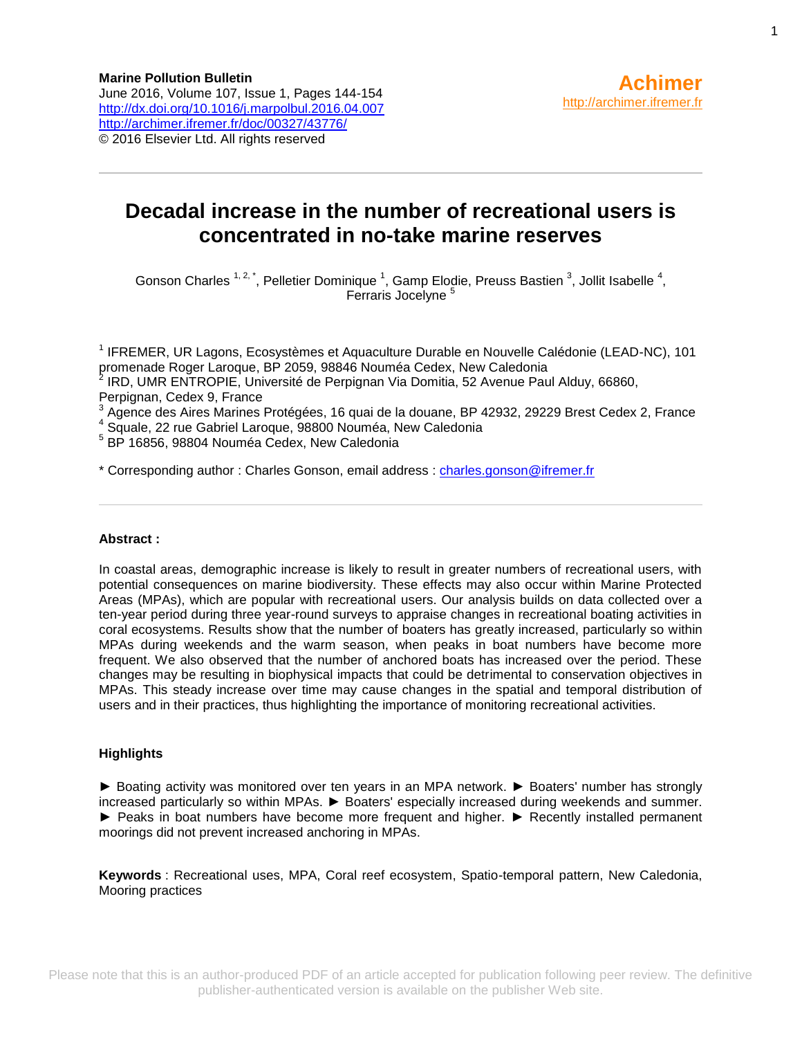**Marine Pollution Bulletin**
June 2016, Volume 107, Issue 1, Pages 144-154
http://dx.doi.org/10.1016/j.marpolbul.2016.04.007
http://archimer.ifremer.fr/doc/00327/43776/
© 2016 Elsevier Ltd. All rights reserved

**Achimer**
http://archimer.ifremer.fr

# Decadal increase in the number of recreational users is concentrated in no-take marine reserves

Gonson Charles [1, 2, *], Pelletier Dominique [1], Gamp Elodie, Preuss Bastien [3], Jollit Isabelle [4], Ferraris Jocelyne [5]

[1] IFREMER, UR Lagons, Ecosystèmes et Aquaculture Durable en Nouvelle Calédonie (LEAD-NC), 101 promenade Roger Laroque, BP 2059, 98846 Nouméa Cedex, New Caledonia
[2] IRD, UMR ENTROPIE, Université de Perpignan Via Domitia, 52 Avenue Paul Alduy, 66860, Perpignan, Cedex 9, France
[3] Agence des Aires Marines Protégées, 16 quai de la douane, BP 42932, 29229 Brest Cedex 2, France
[4] Squale, 22 rue Gabriel Laroque, 98800 Nouméa, New Caledonia
[5] BP 16856, 98804 Nouméa Cedex, New Caledonia

* Corresponding author : Charles Gonson, email address : charles.gonson@ifremer.fr

## Abstract :

In coastal areas, demographic increase is likely to result in greater numbers of recreational users, with potential consequences on marine biodiversity. These effects may also occur within Marine Protected Areas (MPAs), which are popular with recreational users. Our analysis builds on data collected over a ten-year period during three year-round surveys to appraise changes in recreational boating activities in coral ecosystems. Results show that the number of boaters has greatly increased, particularly so within MPAs during weekends and the warm season, when peaks in boat numbers have become more frequent. We also observed that the number of anchored boats has increased over the period. These changes may be resulting in biophysical impacts that could be detrimental to conservation objectives in MPAs. This steady increase over time may cause changes in the spatial and temporal distribution of users and in their practices, thus highlighting the importance of monitoring recreational activities.

## Highlights

► Boating activity was monitored over ten years in an MPA network. ► Boaters' number has strongly increased particularly so within MPAs. ► Boaters' especially increased during weekends and summer. ► Peaks in boat numbers have become more frequent and higher. ► Recently installed permanent moorings did not prevent increased anchoring in MPAs.

**Keywords** : Recreational uses, MPA, Coral reef ecosystem, Spatio-temporal pattern, New Caledonia, Mooring practices

Please note that this is an author-produced PDF of an article accepted for publication following peer review. The definitive publisher-authenticated version is available on the publisher Web site.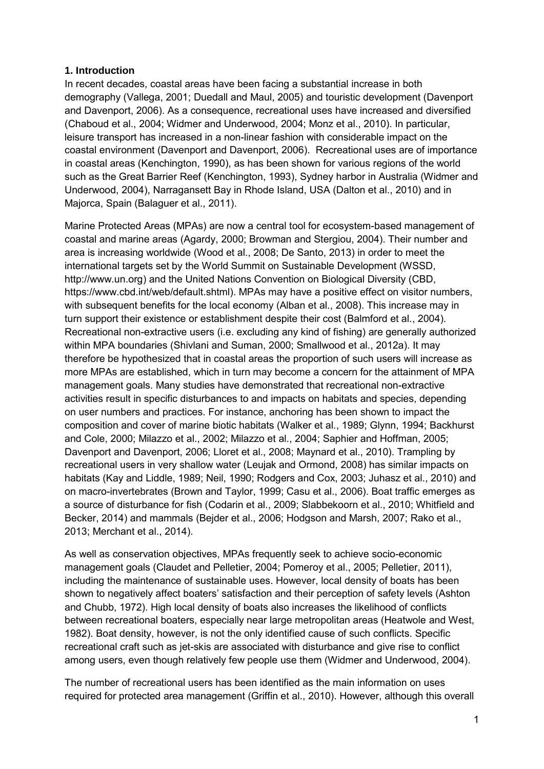## 1. Introduction

In recent decades, coastal areas have been facing a substantial increase in both demography (Vallega, 2001; Duedall and Maul, 2005) and touristic development (Davenport and Davenport, 2006). As a consequence, recreational uses have increased and diversified (Chaboud et al., 2004; Widmer and Underwood, 2004; Monz et al., 2010). In particular, leisure transport has increased in a non-linear fashion with considerable impact on the coastal environment (Davenport and Davenport, 2006). Recreational uses are of importance in coastal areas (Kenchington, 1990), as has been shown for various regions of the world such as the Great Barrier Reef (Kenchington, 1993), Sydney harbor in Australia (Widmer and Underwood, 2004), Narragansett Bay in Rhode Island, USA (Dalton et al., 2010) and in Majorca, Spain (Balaguer et al., 2011).

Marine Protected Areas (MPAs) are now a central tool for ecosystem-based management of coastal and marine areas (Agardy, 2000; Browman and Stergiou, 2004). Their number and area is increasing worldwide (Wood et al., 2008; De Santo, 2013) in order to meet the international targets set by the World Summit on Sustainable Development (WSSD, http://www.un.org) and the United Nations Convention on Biological Diversity (CBD, https://www.cbd.int/web/default.shtml). MPAs may have a positive effect on visitor numbers, with subsequent benefits for the local economy (Alban et al., 2008). This increase may in turn support their existence or establishment despite their cost (Balmford et al., 2004). Recreational non-extractive users (i.e. excluding any kind of fishing) are generally authorized within MPA boundaries (Shivlani and Suman, 2000; Smallwood et al., 2012a). It may therefore be hypothesized that in coastal areas the proportion of such users will increase as more MPAs are established, which in turn may become a concern for the attainment of MPA management goals. Many studies have demonstrated that recreational non-extractive activities result in specific disturbances to and impacts on habitats and species, depending on user numbers and practices. For instance, anchoring has been shown to impact the composition and cover of marine biotic habitats (Walker et al., 1989; Glynn, 1994; Backhurst and Cole, 2000; Milazzo et al., 2002; Milazzo et al., 2004; Saphier and Hoffman, 2005; Davenport and Davenport, 2006; Lloret et al., 2008; Maynard et al., 2010). Trampling by recreational users in very shallow water (Leujak and Ormond, 2008) has similar impacts on habitats (Kay and Liddle, 1989; Neil, 1990; Rodgers and Cox, 2003; Juhasz et al., 2010) and on macro-invertebrates (Brown and Taylor, 1999; Casu et al., 2006). Boat traffic emerges as a source of disturbance for fish (Codarin et al., 2009; Slabbekoorn et al., 2010; Whitfield and Becker, 2014) and mammals (Bejder et al., 2006; Hodgson and Marsh, 2007; Rako et al., 2013; Merchant et al., 2014).

As well as conservation objectives, MPAs frequently seek to achieve socio-economic management goals (Claudet and Pelletier, 2004; Pomeroy et al., 2005; Pelletier, 2011), including the maintenance of sustainable uses. However, local density of boats has been shown to negatively affect boaters' satisfaction and their perception of safety levels (Ashton and Chubb, 1972). High local density of boats also increases the likelihood of conflicts between recreational boaters, especially near large metropolitan areas (Heatwole and West, 1982). Boat density, however, is not the only identified cause of such conflicts. Specific recreational craft such as jet-skis are associated with disturbance and give rise to conflict among users, even though relatively few people use them (Widmer and Underwood, 2004).

The number of recreational users has been identified as the main information on uses required for protected area management (Griffin et al., 2010). However, although this overall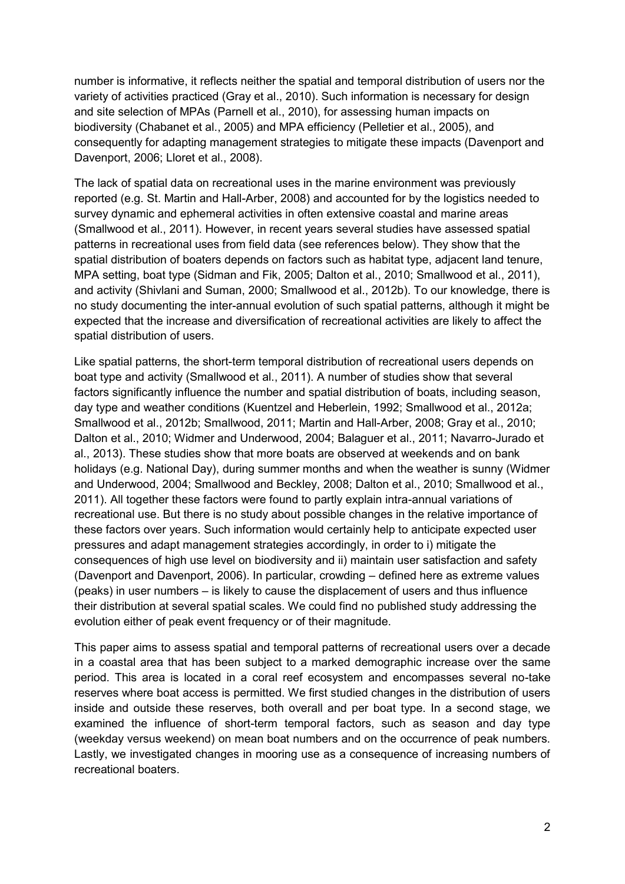number is informative, it reflects neither the spatial and temporal distribution of users nor the variety of activities practiced (Gray et al., 2010). Such information is necessary for design and site selection of MPAs (Parnell et al., 2010), for assessing human impacts on biodiversity (Chabanet et al., 2005) and MPA efficiency (Pelletier et al., 2005), and consequently for adapting management strategies to mitigate these impacts (Davenport and Davenport, 2006; Lloret et al., 2008).

The lack of spatial data on recreational uses in the marine environment was previously reported (e.g. St. Martin and Hall-Arber, 2008) and accounted for by the logistics needed to survey dynamic and ephemeral activities in often extensive coastal and marine areas (Smallwood et al., 2011). However, in recent years several studies have assessed spatial patterns in recreational uses from field data (see references below). They show that the spatial distribution of boaters depends on factors such as habitat type, adjacent land tenure, MPA setting, boat type (Sidman and Fik, 2005; Dalton et al., 2010; Smallwood et al., 2011), and activity (Shivlani and Suman, 2000; Smallwood et al., 2012b). To our knowledge, there is no study documenting the inter-annual evolution of such spatial patterns, although it might be expected that the increase and diversification of recreational activities are likely to affect the spatial distribution of users.

Like spatial patterns, the short-term temporal distribution of recreational users depends on boat type and activity (Smallwood et al., 2011). A number of studies show that several factors significantly influence the number and spatial distribution of boats, including season, day type and weather conditions (Kuentzel and Heberlein, 1992; Smallwood et al., 2012a; Smallwood et al., 2012b; Smallwood, 2011; Martin and Hall-Arber, 2008; Gray et al., 2010; Dalton et al., 2010; Widmer and Underwood, 2004; Balaguer et al., 2011; Navarro-Jurado et al., 2013). These studies show that more boats are observed at weekends and on bank holidays (e.g. National Day), during summer months and when the weather is sunny (Widmer and Underwood, 2004; Smallwood and Beckley, 2008; Dalton et al., 2010; Smallwood et al., 2011). All together these factors were found to partly explain intra-annual variations of recreational use. But there is no study about possible changes in the relative importance of these factors over years. Such information would certainly help to anticipate expected user pressures and adapt management strategies accordingly, in order to i) mitigate the consequences of high use level on biodiversity and ii) maintain user satisfaction and safety (Davenport and Davenport, 2006). In particular, crowding – defined here as extreme values (peaks) in user numbers – is likely to cause the displacement of users and thus influence their distribution at several spatial scales. We could find no published study addressing the evolution either of peak event frequency or of their magnitude.

This paper aims to assess spatial and temporal patterns of recreational users over a decade in a coastal area that has been subject to a marked demographic increase over the same period. This area is located in a coral reef ecosystem and encompasses several no-take reserves where boat access is permitted. We first studied changes in the distribution of users inside and outside these reserves, both overall and per boat type. In a second stage, we examined the influence of short-term temporal factors, such as season and day type (weekday versus weekend) on mean boat numbers and on the occurrence of peak numbers. Lastly, we investigated changes in mooring use as a consequence of increasing numbers of recreational boaters.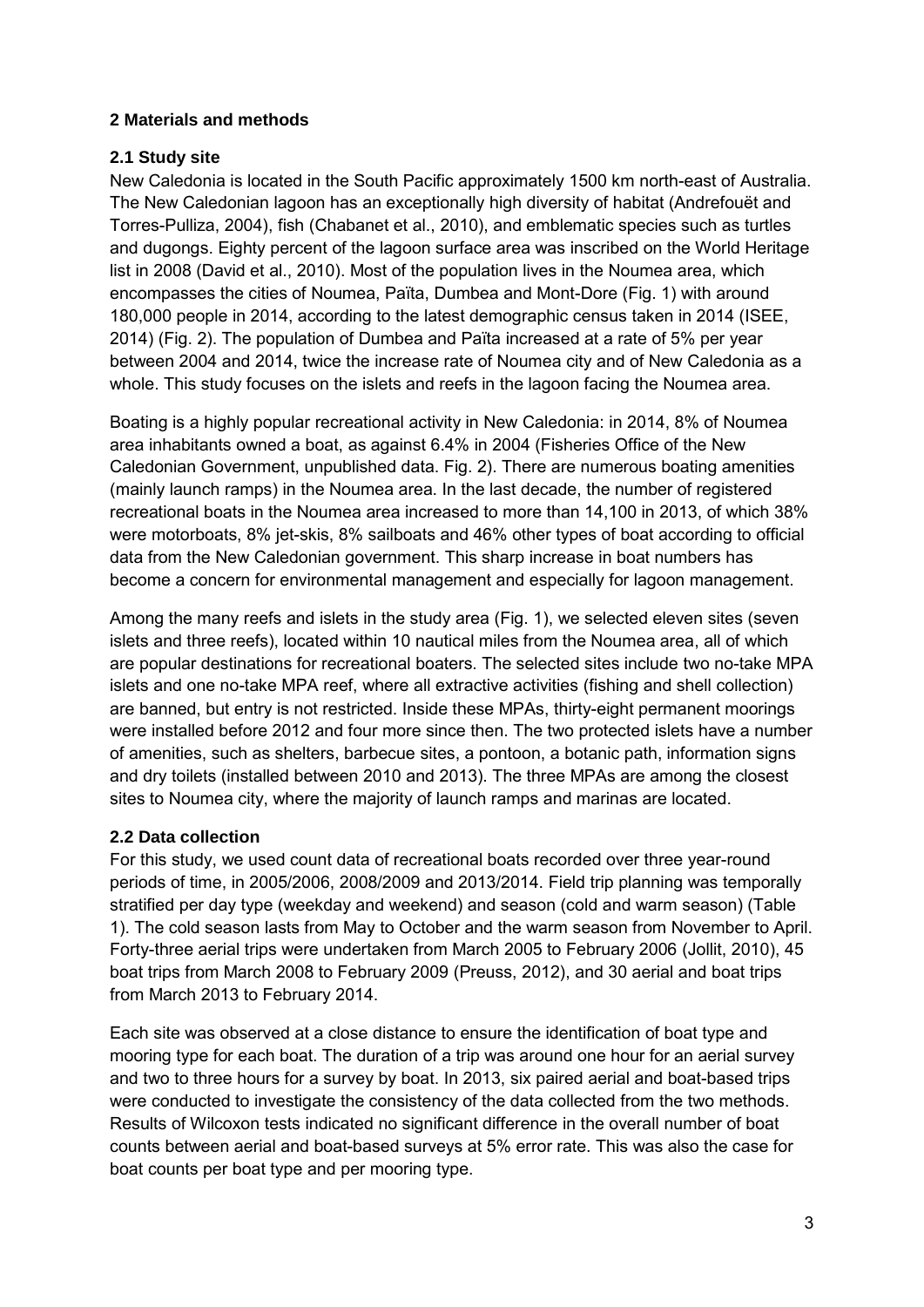## 2 Materials and methods

### 2.1 Study site

New Caledonia is located in the South Pacific approximately 1500 km north-east of Australia. The New Caledonian lagoon has an exceptionally high diversity of habitat (Andrefouët and Torres-Pulliza, 2004), fish (Chabanet et al., 2010), and emblematic species such as turtles and dugongs. Eighty percent of the lagoon surface area was inscribed on the World Heritage list in 2008 (David et al., 2010). Most of the population lives in the Noumea area, which encompasses the cities of Noumea, Païta, Dumbea and Mont-Dore (Fig. 1) with around 180,000 people in 2014, according to the latest demographic census taken in 2014 (ISEE, 2014) (Fig. 2). The population of Dumbea and Païta increased at a rate of 5% per year between 2004 and 2014, twice the increase rate of Noumea city and of New Caledonia as a whole. This study focuses on the islets and reefs in the lagoon facing the Noumea area.

Boating is a highly popular recreational activity in New Caledonia: in 2014, 8% of Noumea area inhabitants owned a boat, as against 6.4% in 2004 (Fisheries Office of the New Caledonian Government, unpublished data. Fig. 2). There are numerous boating amenities (mainly launch ramps) in the Noumea area. In the last decade, the number of registered recreational boats in the Noumea area increased to more than 14,100 in 2013, of which 38% were motorboats, 8% jet-skis, 8% sailboats and 46% other types of boat according to official data from the New Caledonian government. This sharp increase in boat numbers has become a concern for environmental management and especially for lagoon management.

Among the many reefs and islets in the study area (Fig. 1), we selected eleven sites (seven islets and three reefs), located within 10 nautical miles from the Noumea area, all of which are popular destinations for recreational boaters. The selected sites include two no-take MPA islets and one no-take MPA reef, where all extractive activities (fishing and shell collection) are banned, but entry is not restricted. Inside these MPAs, thirty-eight permanent moorings were installed before 2012 and four more since then. The two protected islets have a number of amenities, such as shelters, barbecue sites, a pontoon, a botanic path, information signs and dry toilets (installed between 2010 and 2013). The three MPAs are among the closest sites to Noumea city, where the majority of launch ramps and marinas are located.

### 2.2 Data collection

For this study, we used count data of recreational boats recorded over three year-round periods of time, in 2005/2006, 2008/2009 and 2013/2014. Field trip planning was temporally stratified per day type (weekday and weekend) and season (cold and warm season) (Table 1). The cold season lasts from May to October and the warm season from November to April. Forty-three aerial trips were undertaken from March 2005 to February 2006 (Jollit, 2010), 45 boat trips from March 2008 to February 2009 (Preuss, 2012), and 30 aerial and boat trips from March 2013 to February 2014.

Each site was observed at a close distance to ensure the identification of boat type and mooring type for each boat. The duration of a trip was around one hour for an aerial survey and two to three hours for a survey by boat. In 2013, six paired aerial and boat-based trips were conducted to investigate the consistency of the data collected from the two methods. Results of Wilcoxon tests indicated no significant difference in the overall number of boat counts between aerial and boat-based surveys at 5% error rate. This was also the case for boat counts per boat type and per mooring type.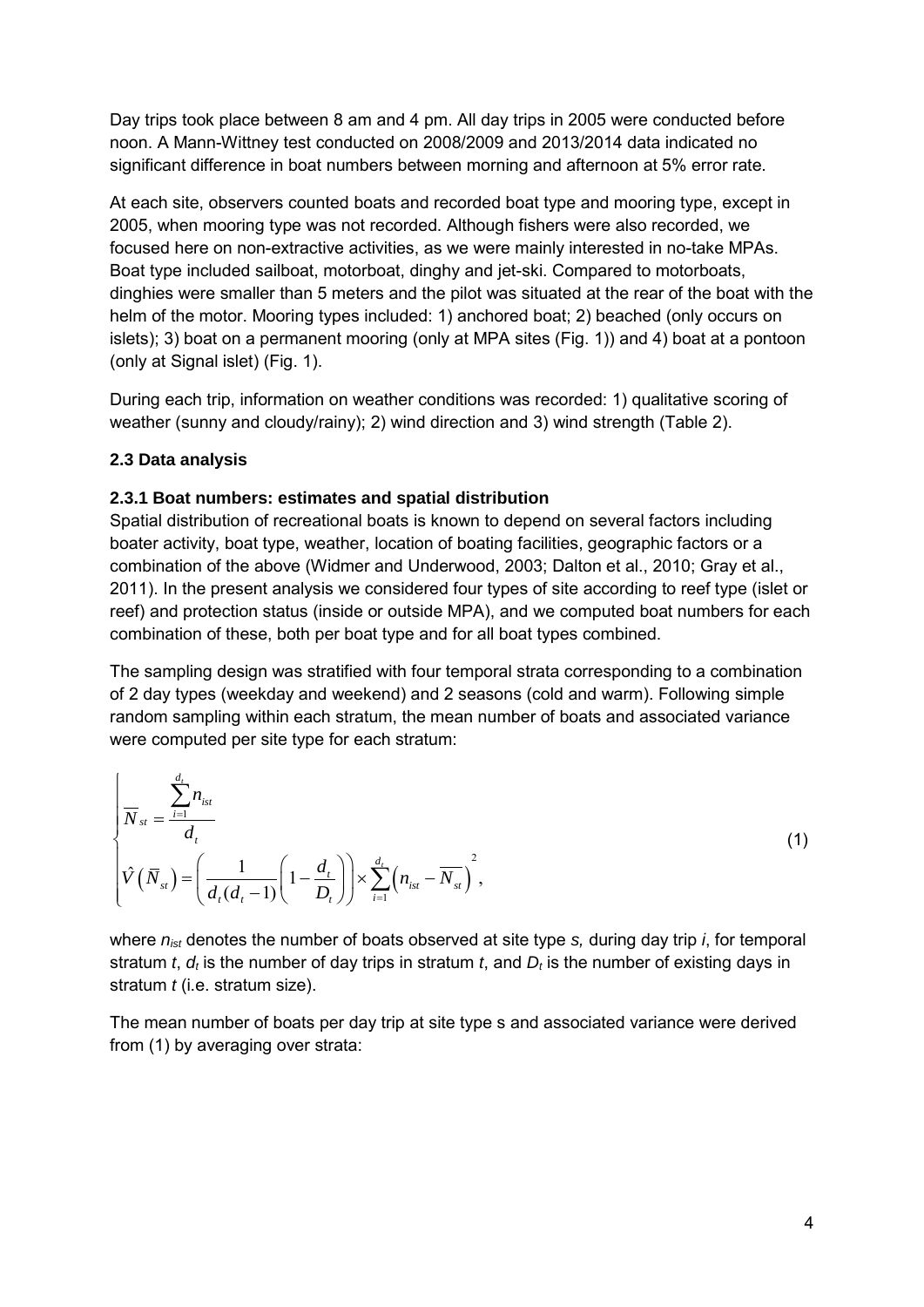Day trips took place between 8 am and 4 pm. All day trips in 2005 were conducted before noon. A Mann-Wittney test conducted on 2008/2009 and 2013/2014 data indicated no significant difference in boat numbers between morning and afternoon at 5% error rate.

At each site, observers counted boats and recorded boat type and mooring type, except in 2005, when mooring type was not recorded. Although fishers were also recorded, we focused here on non-extractive activities, as we were mainly interested in no-take MPAs. Boat type included sailboat, motorboat, dinghy and jet-ski. Compared to motorboats, dinghies were smaller than 5 meters and the pilot was situated at the rear of the boat with the helm of the motor. Mooring types included: 1) anchored boat; 2) beached (only occurs on islets); 3) boat on a permanent mooring (only at MPA sites (Fig. 1)) and 4) boat at a pontoon (only at Signal islet) (Fig. 1).

During each trip, information on weather conditions was recorded: 1) qualitative scoring of weather (sunny and cloudy/rainy); 2) wind direction and 3) wind strength (Table 2).

### 2.3 Data analysis

#### 2.3.1 Boat numbers: estimates and spatial distribution

Spatial distribution of recreational boats is known to depend on several factors including boater activity, boat type, weather, location of boating facilities, geographic factors or a combination of the above (Widmer and Underwood, 2003; Dalton et al., 2010; Gray et al., 2011). In the present analysis we considered four types of site according to reef type (islet or reef) and protection status (inside or outside MPA), and we computed boat numbers for each combination of these, both per boat type and for all boat types combined.

The sampling design was stratified with four temporal strata corresponding to a combination of 2 day types (weekday and weekend) and 2 seasons (cold and warm). Following simple random sampling within each stratum, the mean number of boats and associated variance were computed per site type for each stratum:

$$
\begin{cases}
\overline{N}_{st} = \dfrac{\sum_{i=1}^{d_t} n_{ist}}{d_t} \\[2ex]
\hat{V}\left(\overline{N}_{st}\right) = \left(\dfrac{1}{d_t(d_t-1)}\left(1-\dfrac{d_t}{D_t}\right)\right) \times \sum_{i=1}^{d_t}\left(n_{ist}-\overline{N_{st}}\right)^2,
\end{cases}
\tag{1}
$$

where $n_{ist}$ denotes the number of boats observed at site type $s$, during day trip $i$, for temporal stratum $t$, $d_t$ is the number of day trips in stratum $t$, and $D_t$ is the number of existing days in stratum $t$ (i.e. stratum size).

The mean number of boats per day trip at site type s and associated variance were derived from (1) by averaging over strata: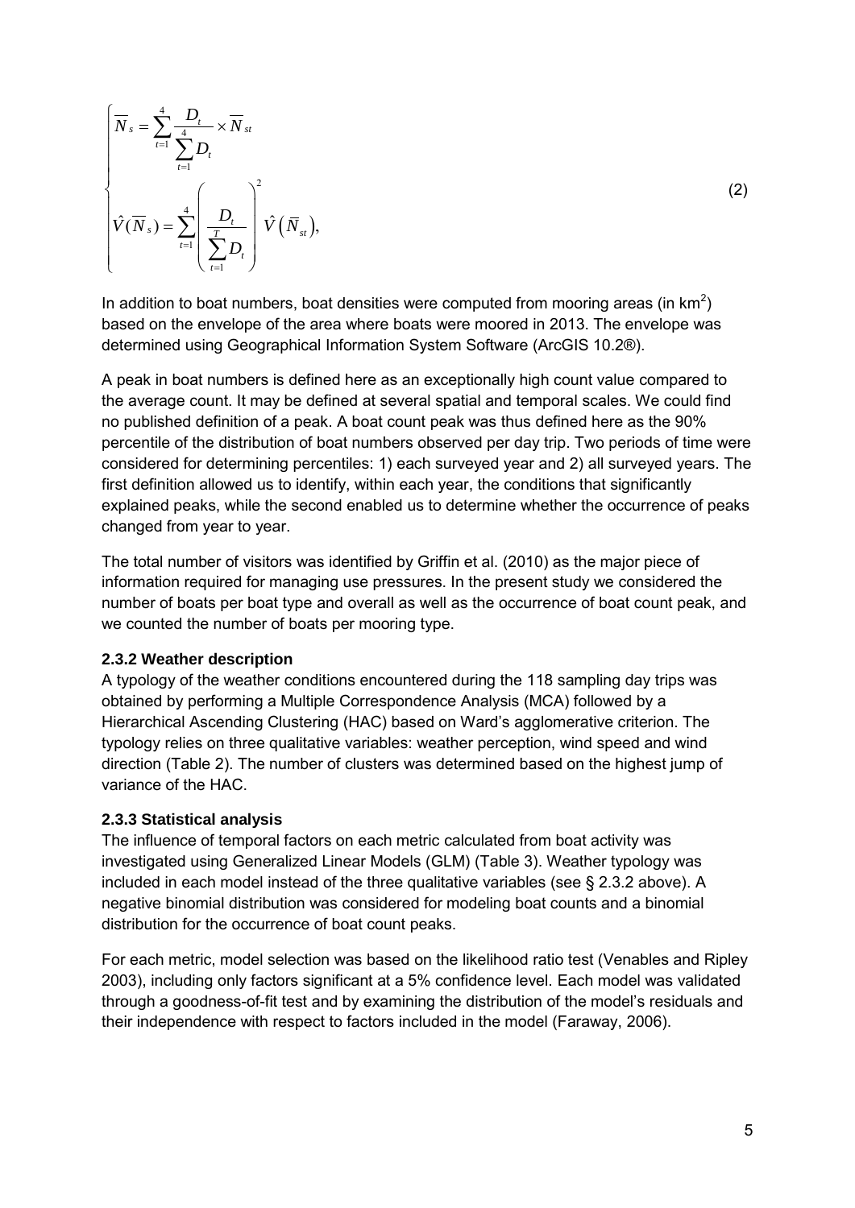$$
\begin{cases}
\overline{N}_s = \sum_{t=1}^{4} \frac{D_t}{\sum_{t=1}^{4} D_t} \times \overline{N}_{st} \\
\hat{V}(\overline{N}_s) = \sum_{t=1}^{4} \left( \frac{D_t}{\sum_{t=1}^{T} D_t} \right)^2 \hat{V}\left(\overline{N}_{st}\right),
\end{cases}
\tag{2}
$$

In addition to boat numbers, boat densities were computed from mooring areas (in $km^2$) based on the envelope of the area where boats were moored in 2013. The envelope was determined using Geographical Information System Software (ArcGIS 10.2®).

A peak in boat numbers is defined here as an exceptionally high count value compared to the average count. It may be defined at several spatial and temporal scales. We could find no published definition of a peak. A boat count peak was thus defined here as the 90% percentile of the distribution of boat numbers observed per day trip. Two periods of time were considered for determining percentiles: 1) each surveyed year and 2) all surveyed years. The first definition allowed us to identify, within each year, the conditions that significantly explained peaks, while the second enabled us to determine whether the occurrence of peaks changed from year to year.

The total number of visitors was identified by Griffin et al. (2010) as the major piece of information required for managing use pressures. In the present study we considered the number of boats per boat type and overall as well as the occurrence of boat count peak, and we counted the number of boats per mooring type.

### 2.3.2 Weather description

A typology of the weather conditions encountered during the 118 sampling day trips was obtained by performing a Multiple Correspondence Analysis (MCA) followed by a Hierarchical Ascending Clustering (HAC) based on Ward's agglomerative criterion. The typology relies on three qualitative variables: weather perception, wind speed and wind direction (Table 2). The number of clusters was determined based on the highest jump of variance of the HAC.

### 2.3.3 Statistical analysis

The influence of temporal factors on each metric calculated from boat activity was investigated using Generalized Linear Models (GLM) (Table 3). Weather typology was included in each model instead of the three qualitative variables (see § 2.3.2 above). A negative binomial distribution was considered for modeling boat counts and a binomial distribution for the occurrence of boat count peaks.

For each metric, model selection was based on the likelihood ratio test (Venables and Ripley 2003), including only factors significant at a 5% confidence level. Each model was validated through a goodness-of-fit test and by examining the distribution of the model's residuals and their independence with respect to factors included in the model (Faraway, 2006).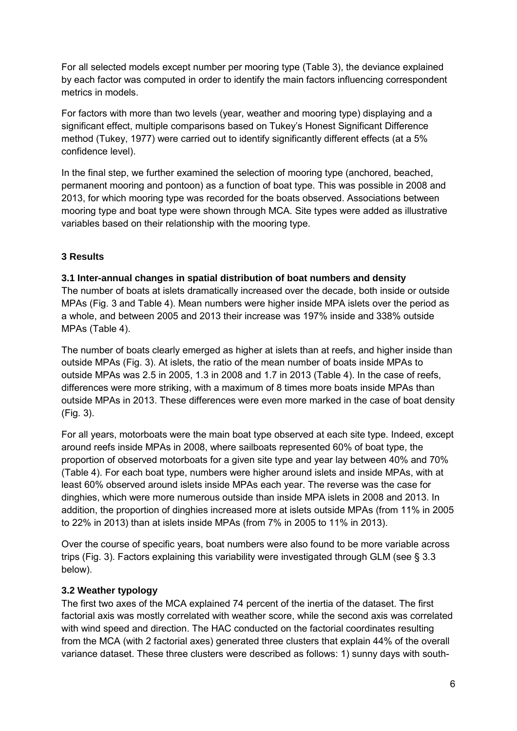For all selected models except number per mooring type (Table 3), the deviance explained by each factor was computed in order to identify the main factors influencing correspondent metrics in models.

For factors with more than two levels (year, weather and mooring type) displaying and a significant effect, multiple comparisons based on Tukey's Honest Significant Difference method (Tukey, 1977) were carried out to identify significantly different effects (at a 5% confidence level).

In the final step, we further examined the selection of mooring type (anchored, beached, permanent mooring and pontoon) as a function of boat type. This was possible in 2008 and 2013, for which mooring type was recorded for the boats observed. Associations between mooring type and boat type were shown through MCA. Site types were added as illustrative variables based on their relationship with the mooring type.

## 3 Results

### 3.1 Inter-annual changes in spatial distribution of boat numbers and density

The number of boats at islets dramatically increased over the decade, both inside or outside MPAs (Fig. 3 and Table 4). Mean numbers were higher inside MPA islets over the period as a whole, and between 2005 and 2013 their increase was 197% inside and 338% outside MPAs (Table 4).

The number of boats clearly emerged as higher at islets than at reefs, and higher inside than outside MPAs (Fig. 3). At islets, the ratio of the mean number of boats inside MPAs to outside MPAs was 2.5 in 2005, 1.3 in 2008 and 1.7 in 2013 (Table 4). In the case of reefs, differences were more striking, with a maximum of 8 times more boats inside MPAs than outside MPAs in 2013. These differences were even more marked in the case of boat density (Fig. 3).

For all years, motorboats were the main boat type observed at each site type. Indeed, except around reefs inside MPAs in 2008, where sailboats represented 60% of boat type, the proportion of observed motorboats for a given site type and year lay between 40% and 70% (Table 4). For each boat type, numbers were higher around islets and inside MPAs, with at least 60% observed around islets inside MPAs each year. The reverse was the case for dinghies, which were more numerous outside than inside MPA islets in 2008 and 2013. In addition, the proportion of dinghies increased more at islets outside MPAs (from 11% in 2005 to 22% in 2013) than at islets inside MPAs (from 7% in 2005 to 11% in 2013).

Over the course of specific years, boat numbers were also found to be more variable across trips (Fig. 3). Factors explaining this variability were investigated through GLM (see § 3.3 below).

### 3.2 Weather typology

The first two axes of the MCA explained 74 percent of the inertia of the dataset. The first factorial axis was mostly correlated with weather score, while the second axis was correlated with wind speed and direction. The HAC conducted on the factorial coordinates resulting from the MCA (with 2 factorial axes) generated three clusters that explain 44% of the overall variance dataset. These three clusters were described as follows: 1) sunny days with south-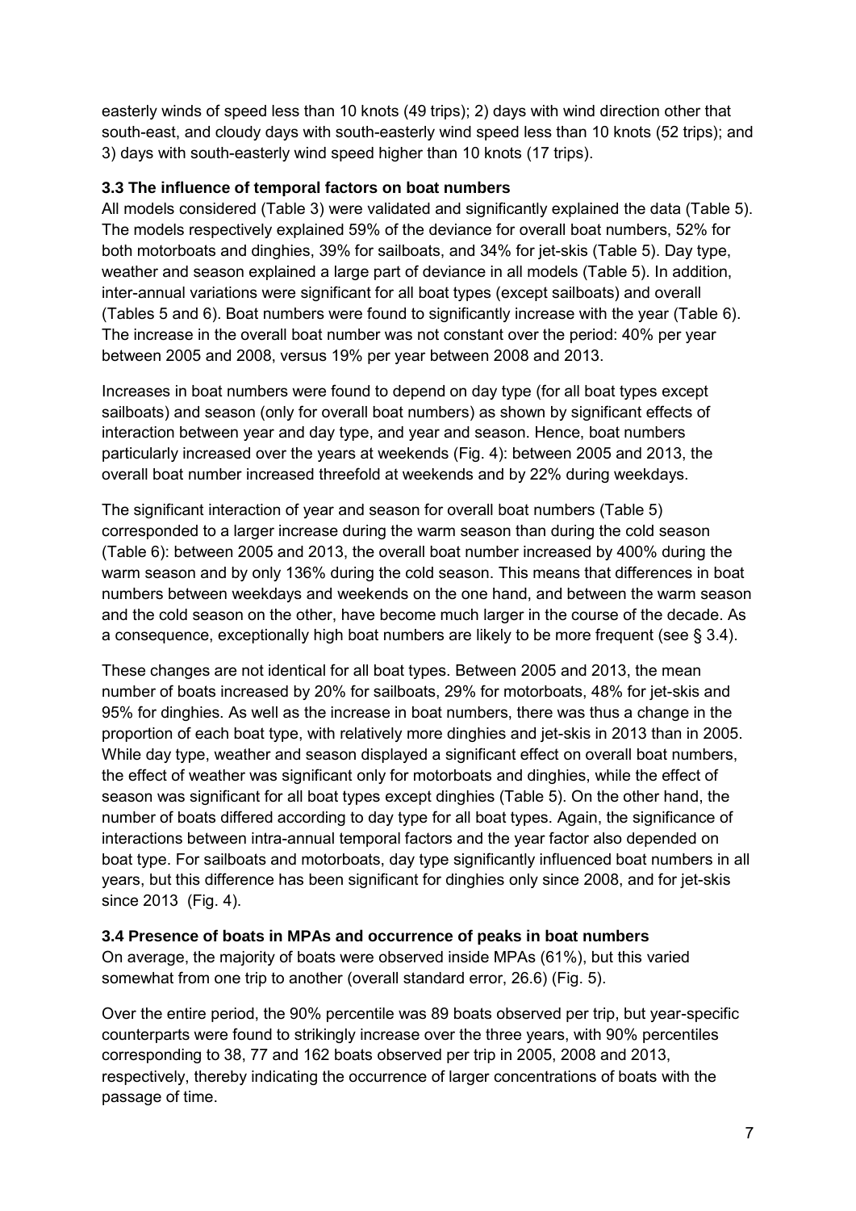easterly winds of speed less than 10 knots (49 trips); 2) days with wind direction other that south-east, and cloudy days with south-easterly wind speed less than 10 knots (52 trips); and 3) days with south-easterly wind speed higher than 10 knots (17 trips).

### 3.3 The influence of temporal factors on boat numbers

All models considered (Table 3) were validated and significantly explained the data (Table 5). The models respectively explained 59% of the deviance for overall boat numbers, 52% for both motorboats and dinghies, 39% for sailboats, and 34% for jet-skis (Table 5). Day type, weather and season explained a large part of deviance in all models (Table 5). In addition, inter-annual variations were significant for all boat types (except sailboats) and overall (Tables 5 and 6). Boat numbers were found to significantly increase with the year (Table 6). The increase in the overall boat number was not constant over the period: 40% per year between 2005 and 2008, versus 19% per year between 2008 and 2013.

Increases in boat numbers were found to depend on day type (for all boat types except sailboats) and season (only for overall boat numbers) as shown by significant effects of interaction between year and day type, and year and season. Hence, boat numbers particularly increased over the years at weekends (Fig. 4): between 2005 and 2013, the overall boat number increased threefold at weekends and by 22% during weekdays.

The significant interaction of year and season for overall boat numbers (Table 5) corresponded to a larger increase during the warm season than during the cold season (Table 6): between 2005 and 2013, the overall boat number increased by 400% during the warm season and by only 136% during the cold season. This means that differences in boat numbers between weekdays and weekends on the one hand, and between the warm season and the cold season on the other, have become much larger in the course of the decade. As a consequence, exceptionally high boat numbers are likely to be more frequent (see § 3.4).

These changes are not identical for all boat types. Between 2005 and 2013, the mean number of boats increased by 20% for sailboats, 29% for motorboats, 48% for jet-skis and 95% for dinghies. As well as the increase in boat numbers, there was thus a change in the proportion of each boat type, with relatively more dinghies and jet-skis in 2013 than in 2005. While day type, weather and season displayed a significant effect on overall boat numbers, the effect of weather was significant only for motorboats and dinghies, while the effect of season was significant for all boat types except dinghies (Table 5). On the other hand, the number of boats differed according to day type for all boat types. Again, the significance of interactions between intra-annual temporal factors and the year factor also depended on boat type. For sailboats and motorboats, day type significantly influenced boat numbers in all years, but this difference has been significant for dinghies only since 2008, and for jet-skis since 2013 (Fig. 4).

### 3.4 Presence of boats in MPAs and occurrence of peaks in boat numbers

On average, the majority of boats were observed inside MPAs (61%), but this varied somewhat from one trip to another (overall standard error, 26.6) (Fig. 5).

Over the entire period, the 90% percentile was 89 boats observed per trip, but year-specific counterparts were found to strikingly increase over the three years, with 90% percentiles corresponding to 38, 77 and 162 boats observed per trip in 2005, 2008 and 2013, respectively, thereby indicating the occurrence of larger concentrations of boats with the passage of time.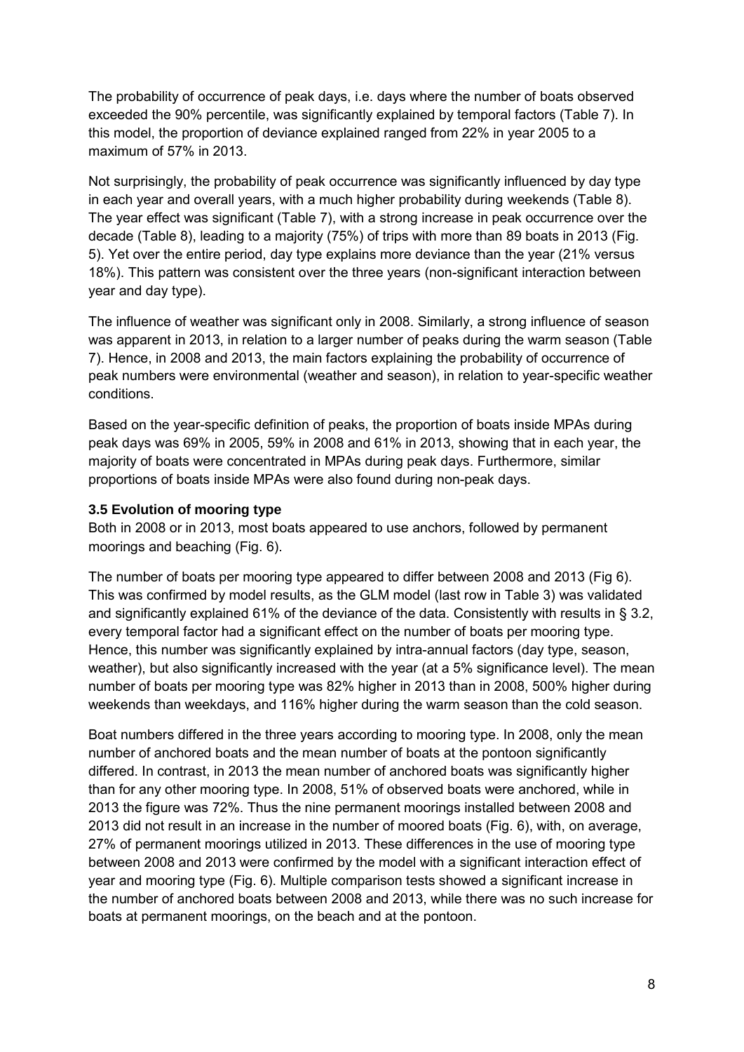The probability of occurrence of peak days, i.e. days where the number of boats observed exceeded the 90% percentile, was significantly explained by temporal factors (Table 7). In this model, the proportion of deviance explained ranged from 22% in year 2005 to a maximum of 57% in 2013.

Not surprisingly, the probability of peak occurrence was significantly influenced by day type in each year and overall years, with a much higher probability during weekends (Table 8). The year effect was significant (Table 7), with a strong increase in peak occurrence over the decade (Table 8), leading to a majority (75%) of trips with more than 89 boats in 2013 (Fig. 5). Yet over the entire period, day type explains more deviance than the year (21% versus 18%). This pattern was consistent over the three years (non-significant interaction between year and day type).

The influence of weather was significant only in 2008. Similarly, a strong influence of season was apparent in 2013, in relation to a larger number of peaks during the warm season (Table 7). Hence, in 2008 and 2013, the main factors explaining the probability of occurrence of peak numbers were environmental (weather and season), in relation to year-specific weather conditions.

Based on the year-specific definition of peaks, the proportion of boats inside MPAs during peak days was 69% in 2005, 59% in 2008 and 61% in 2013, showing that in each year, the majority of boats were concentrated in MPAs during peak days. Furthermore, similar proportions of boats inside MPAs were also found during non-peak days.

### 3.5 Evolution of mooring type

Both in 2008 or in 2013, most boats appeared to use anchors, followed by permanent moorings and beaching (Fig. 6).

The number of boats per mooring type appeared to differ between 2008 and 2013 (Fig 6). This was confirmed by model results, as the GLM model (last row in Table 3) was validated and significantly explained 61% of the deviance of the data. Consistently with results in § 3.2, every temporal factor had a significant effect on the number of boats per mooring type. Hence, this number was significantly explained by intra-annual factors (day type, season, weather), but also significantly increased with the year (at a 5% significance level). The mean number of boats per mooring type was 82% higher in 2013 than in 2008, 500% higher during weekends than weekdays, and 116% higher during the warm season than the cold season.

Boat numbers differed in the three years according to mooring type. In 2008, only the mean number of anchored boats and the mean number of boats at the pontoon significantly differed. In contrast, in 2013 the mean number of anchored boats was significantly higher than for any other mooring type. In 2008, 51% of observed boats were anchored, while in 2013 the figure was 72%. Thus the nine permanent moorings installed between 2008 and 2013 did not result in an increase in the number of moored boats (Fig. 6), with, on average, 27% of permanent moorings utilized in 2013. These differences in the use of mooring type between 2008 and 2013 were confirmed by the model with a significant interaction effect of year and mooring type (Fig. 6). Multiple comparison tests showed a significant increase in the number of anchored boats between 2008 and 2013, while there was no such increase for boats at permanent moorings, on the beach and at the pontoon.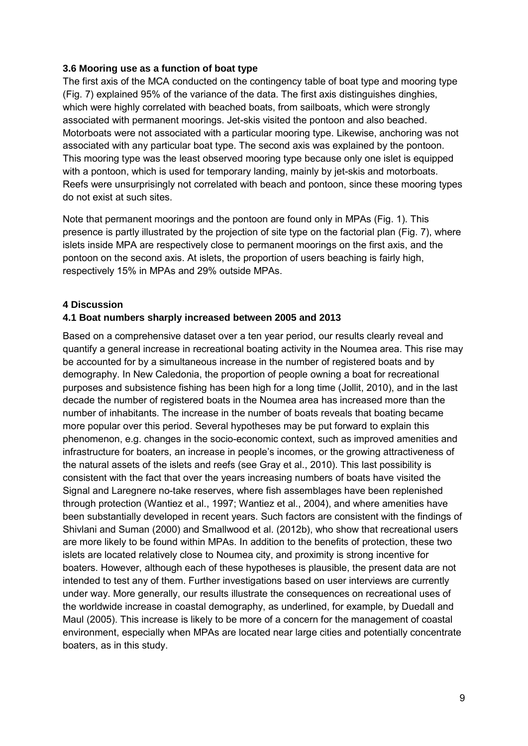### 3.6 Mooring use as a function of boat type

The first axis of the MCA conducted on the contingency table of boat type and mooring type (Fig. 7) explained 95% of the variance of the data. The first axis distinguishes dinghies, which were highly correlated with beached boats, from sailboats, which were strongly associated with permanent moorings. Jet-skis visited the pontoon and also beached. Motorboats were not associated with a particular mooring type. Likewise, anchoring was not associated with any particular boat type. The second axis was explained by the pontoon. This mooring type was the least observed mooring type because only one islet is equipped with a pontoon, which is used for temporary landing, mainly by jet-skis and motorboats. Reefs were unsurprisingly not correlated with beach and pontoon, since these mooring types do not exist at such sites.

Note that permanent moorings and the pontoon are found only in MPAs (Fig. 1). This presence is partly illustrated by the projection of site type on the factorial plan (Fig. 7), where islets inside MPA are respectively close to permanent moorings on the first axis, and the pontoon on the second axis. At islets, the proportion of users beaching is fairly high, respectively 15% in MPAs and 29% outside MPAs.

## 4 Discussion

### 4.1 Boat numbers sharply increased between 2005 and 2013

Based on a comprehensive dataset over a ten year period, our results clearly reveal and quantify a general increase in recreational boating activity in the Noumea area. This rise may be accounted for by a simultaneous increase in the number of registered boats and by demography. In New Caledonia, the proportion of people owning a boat for recreational purposes and subsistence fishing has been high for a long time (Jollit, 2010), and in the last decade the number of registered boats in the Noumea area has increased more than the number of inhabitants. The increase in the number of boats reveals that boating became more popular over this period. Several hypotheses may be put forward to explain this phenomenon, e.g. changes in the socio-economic context, such as improved amenities and infrastructure for boaters, an increase in people's incomes, or the growing attractiveness of the natural assets of the islets and reefs (see Gray et al., 2010). This last possibility is consistent with the fact that over the years increasing numbers of boats have visited the Signal and Laregnere no-take reserves, where fish assemblages have been replenished through protection (Wantiez et al., 1997; Wantiez et al., 2004), and where amenities have been substantially developed in recent years. Such factors are consistent with the findings of Shivlani and Suman (2000) and Smallwood et al. (2012b), who show that recreational users are more likely to be found within MPAs. In addition to the benefits of protection, these two islets are located relatively close to Noumea city, and proximity is strong incentive for boaters. However, although each of these hypotheses is plausible, the present data are not intended to test any of them. Further investigations based on user interviews are currently under way. More generally, our results illustrate the consequences on recreational uses of the worldwide increase in coastal demography, as underlined, for example, by Duedall and Maul (2005). This increase is likely to be more of a concern for the management of coastal environment, especially when MPAs are located near large cities and potentially concentrate boaters, as in this study.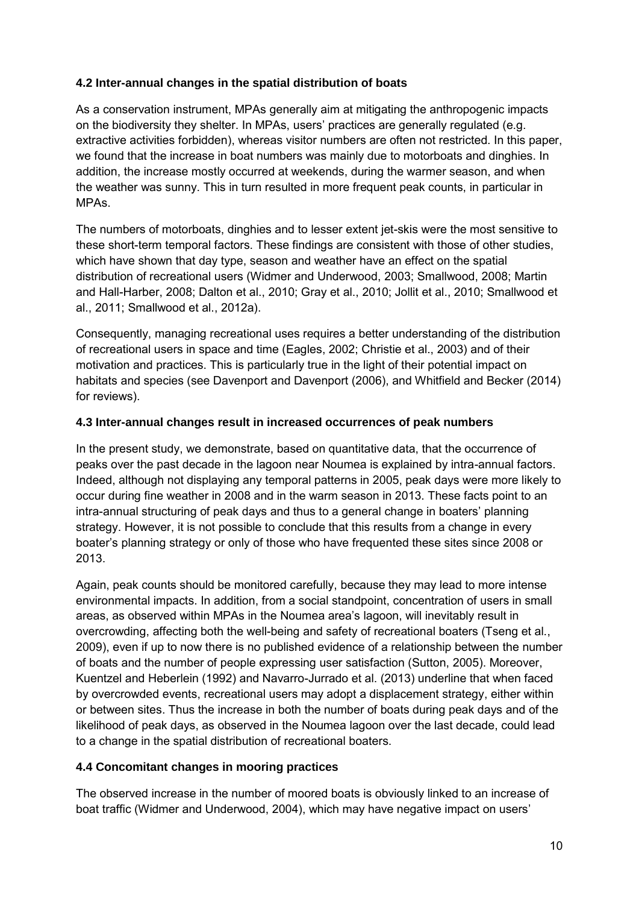### 4.2 Inter-annual changes in the spatial distribution of boats

As a conservation instrument, MPAs generally aim at mitigating the anthropogenic impacts on the biodiversity they shelter. In MPAs, users' practices are generally regulated (e.g. extractive activities forbidden), whereas visitor numbers are often not restricted. In this paper, we found that the increase in boat numbers was mainly due to motorboats and dinghies. In addition, the increase mostly occurred at weekends, during the warmer season, and when the weather was sunny. This in turn resulted in more frequent peak counts, in particular in MPAs.

The numbers of motorboats, dinghies and to lesser extent jet-skis were the most sensitive to these short-term temporal factors. These findings are consistent with those of other studies, which have shown that day type, season and weather have an effect on the spatial distribution of recreational users (Widmer and Underwood, 2003; Smallwood, 2008; Martin and Hall-Harber, 2008; Dalton et al., 2010; Gray et al., 2010; Jollit et al., 2010; Smallwood et al., 2011; Smallwood et al., 2012a).

Consequently, managing recreational uses requires a better understanding of the distribution of recreational users in space and time (Eagles, 2002; Christie et al., 2003) and of their motivation and practices. This is particularly true in the light of their potential impact on habitats and species (see Davenport and Davenport (2006), and Whitfield and Becker (2014) for reviews).

### 4.3 Inter-annual changes result in increased occurrences of peak numbers

In the present study, we demonstrate, based on quantitative data, that the occurrence of peaks over the past decade in the lagoon near Noumea is explained by intra-annual factors. Indeed, although not displaying any temporal patterns in 2005, peak days were more likely to occur during fine weather in 2008 and in the warm season in 2013. These facts point to an intra-annual structuring of peak days and thus to a general change in boaters' planning strategy. However, it is not possible to conclude that this results from a change in every boater's planning strategy or only of those who have frequented these sites since 2008 or 2013.

Again, peak counts should be monitored carefully, because they may lead to more intense environmental impacts. In addition, from a social standpoint, concentration of users in small areas, as observed within MPAs in the Noumea area's lagoon, will inevitably result in overcrowding, affecting both the well-being and safety of recreational boaters (Tseng et al., 2009), even if up to now there is no published evidence of a relationship between the number of boats and the number of people expressing user satisfaction (Sutton, 2005). Moreover, Kuentzel and Heberlein (1992) and Navarro-Jurrado et al. (2013) underline that when faced by overcrowded events, recreational users may adopt a displacement strategy, either within or between sites. Thus the increase in both the number of boats during peak days and of the likelihood of peak days, as observed in the Noumea lagoon over the last decade, could lead to a change in the spatial distribution of recreational boaters.

### 4.4 Concomitant changes in mooring practices

The observed increase in the number of moored boats is obviously linked to an increase of boat traffic (Widmer and Underwood, 2004), which may have negative impact on users'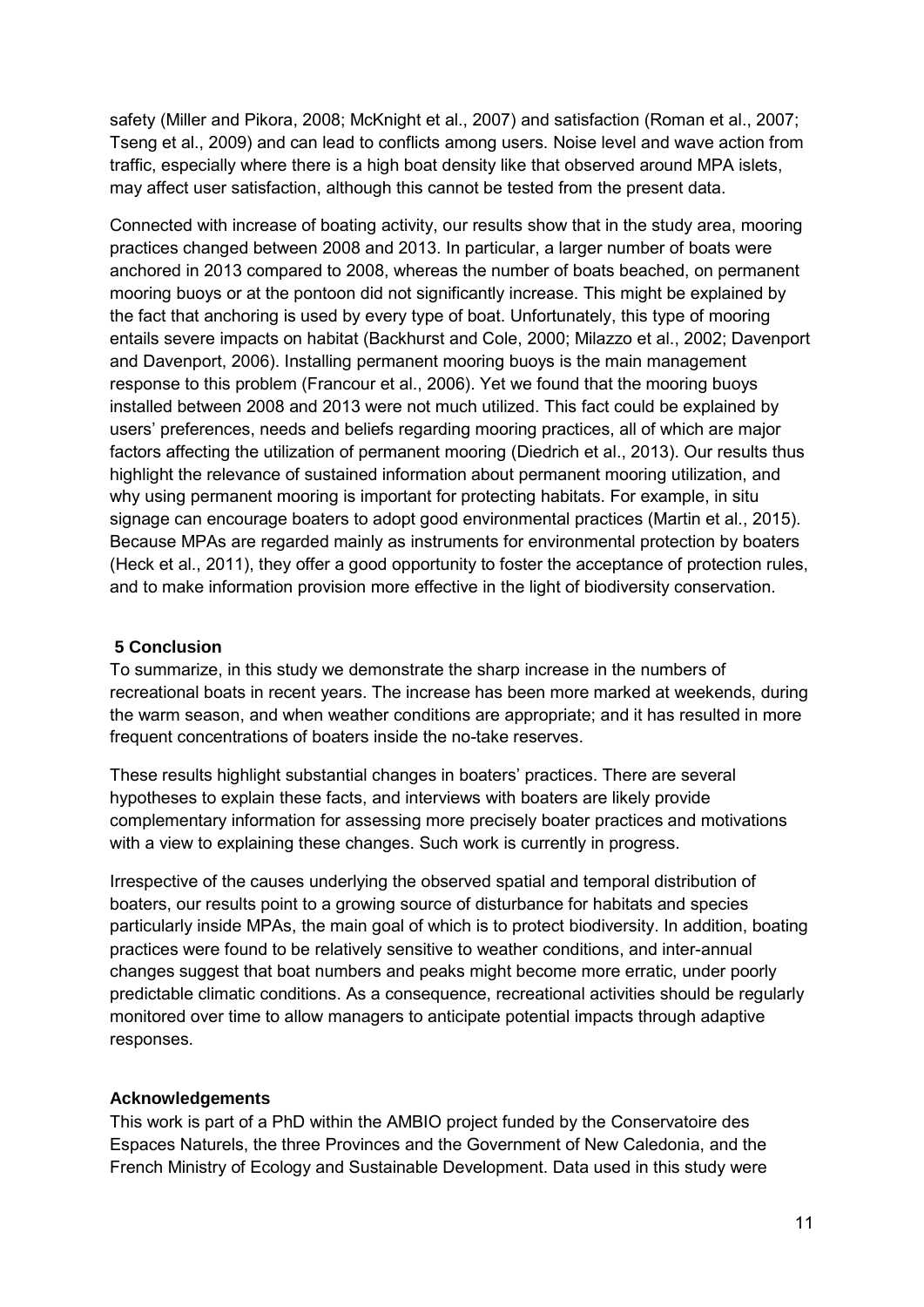safety (Miller and Pikora, 2008; McKnight et al., 2007) and satisfaction (Roman et al., 2007; Tseng et al., 2009) and can lead to conflicts among users. Noise level and wave action from traffic, especially where there is a high boat density like that observed around MPA islets, may affect user satisfaction, although this cannot be tested from the present data.

Connected with increase of boating activity, our results show that in the study area, mooring practices changed between 2008 and 2013. In particular, a larger number of boats were anchored in 2013 compared to 2008, whereas the number of boats beached, on permanent mooring buoys or at the pontoon did not significantly increase. This might be explained by the fact that anchoring is used by every type of boat. Unfortunately, this type of mooring entails severe impacts on habitat (Backhurst and Cole, 2000; Milazzo et al., 2002; Davenport and Davenport, 2006). Installing permanent mooring buoys is the main management response to this problem (Francour et al., 2006). Yet we found that the mooring buoys installed between 2008 and 2013 were not much utilized. This fact could be explained by users' preferences, needs and beliefs regarding mooring practices, all of which are major factors affecting the utilization of permanent mooring (Diedrich et al., 2013). Our results thus highlight the relevance of sustained information about permanent mooring utilization, and why using permanent mooring is important for protecting habitats. For example, in situ signage can encourage boaters to adopt good environmental practices (Martin et al., 2015). Because MPAs are regarded mainly as instruments for environmental protection by boaters (Heck et al., 2011), they offer a good opportunity to foster the acceptance of protection rules, and to make information provision more effective in the light of biodiversity conservation.

## 5 Conclusion

To summarize, in this study we demonstrate the sharp increase in the numbers of recreational boats in recent years. The increase has been more marked at weekends, during the warm season, and when weather conditions are appropriate; and it has resulted in more frequent concentrations of boaters inside the no-take reserves.

These results highlight substantial changes in boaters' practices. There are several hypotheses to explain these facts, and interviews with boaters are likely provide complementary information for assessing more precisely boater practices and motivations with a view to explaining these changes. Such work is currently in progress.

Irrespective of the causes underlying the observed spatial and temporal distribution of boaters, our results point to a growing source of disturbance for habitats and species particularly inside MPAs, the main goal of which is to protect biodiversity. In addition, boating practices were found to be relatively sensitive to weather conditions, and inter-annual changes suggest that boat numbers and peaks might become more erratic, under poorly predictable climatic conditions. As a consequence, recreational activities should be regularly monitored over time to allow managers to anticipate potential impacts through adaptive responses.

## Acknowledgements

This work is part of a PhD within the AMBIO project funded by the Conservatoire des Espaces Naturels, the three Provinces and the Government of New Caledonia, and the French Ministry of Ecology and Sustainable Development. Data used in this study were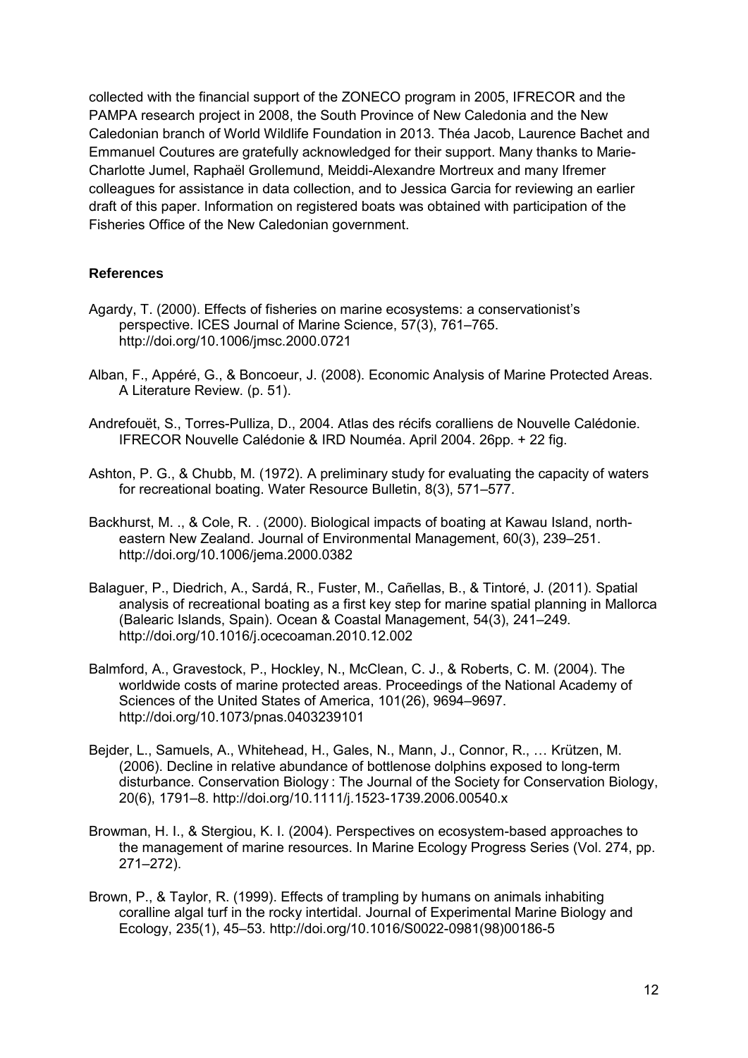collected with the financial support of the ZONECO program in 2005, IFRECOR and the PAMPA research project in 2008, the South Province of New Caledonia and the New Caledonian branch of World Wildlife Foundation in 2013. Théa Jacob, Laurence Bachet and Emmanuel Coutures are gratefully acknowledged for their support. Many thanks to Marie-Charlotte Jumel, Raphaël Grollemund, Meiddi-Alexandre Mortreux and many Ifremer colleagues for assistance in data collection, and to Jessica Garcia for reviewing an earlier draft of this paper. Information on registered boats was obtained with participation of the Fisheries Office of the New Caledonian government.

## References

Agardy, T. (2000). Effects of fisheries on marine ecosystems: a conservationist's perspective. ICES Journal of Marine Science, 57(3), 761–765. http://doi.org/10.1006/jmsc.2000.0721

Alban, F., Appéré, G., & Boncoeur, J. (2008). Economic Analysis of Marine Protected Areas. A Literature Review. (p. 51).

Andrefouët, S., Torres-Pulliza, D., 2004. Atlas des récifs coralliens de Nouvelle Calédonie. IFRECOR Nouvelle Calédonie & IRD Nouméa. April 2004. 26pp. + 22 fig.

Ashton, P. G., & Chubb, M. (1972). A preliminary study for evaluating the capacity of waters for recreational boating. Water Resource Bulletin, 8(3), 571–577.

Backhurst, M. ., & Cole, R. . (2000). Biological impacts of boating at Kawau Island, north-eastern New Zealand. Journal of Environmental Management, 60(3), 239–251. http://doi.org/10.1006/jema.2000.0382

Balaguer, P., Diedrich, A., Sardá, R., Fuster, M., Cañellas, B., & Tintoré, J. (2011). Spatial analysis of recreational boating as a first key step for marine spatial planning in Mallorca (Balearic Islands, Spain). Ocean & Coastal Management, 54(3), 241–249. http://doi.org/10.1016/j.ocecoaman.2010.12.002

Balmford, A., Gravestock, P., Hockley, N., McClean, C. J., & Roberts, C. M. (2004). The worldwide costs of marine protected areas. Proceedings of the National Academy of Sciences of the United States of America, 101(26), 9694–9697. http://doi.org/10.1073/pnas.0403239101

Bejder, L., Samuels, A., Whitehead, H., Gales, N., Mann, J., Connor, R., … Krützen, M. (2006). Decline in relative abundance of bottlenose dolphins exposed to long-term disturbance. Conservation Biology : The Journal of the Society for Conservation Biology, 20(6), 1791–8. http://doi.org/10.1111/j.1523-1739.2006.00540.x

Browman, H. I., & Stergiou, K. I. (2004). Perspectives on ecosystem-based approaches to the management of marine resources. In Marine Ecology Progress Series (Vol. 274, pp. 271–272).

Brown, P., & Taylor, R. (1999). Effects of trampling by humans on animals inhabiting coralline algal turf in the rocky intertidal. Journal of Experimental Marine Biology and Ecology, 235(1), 45–53. http://doi.org/10.1016/S0022-0981(98)00186-5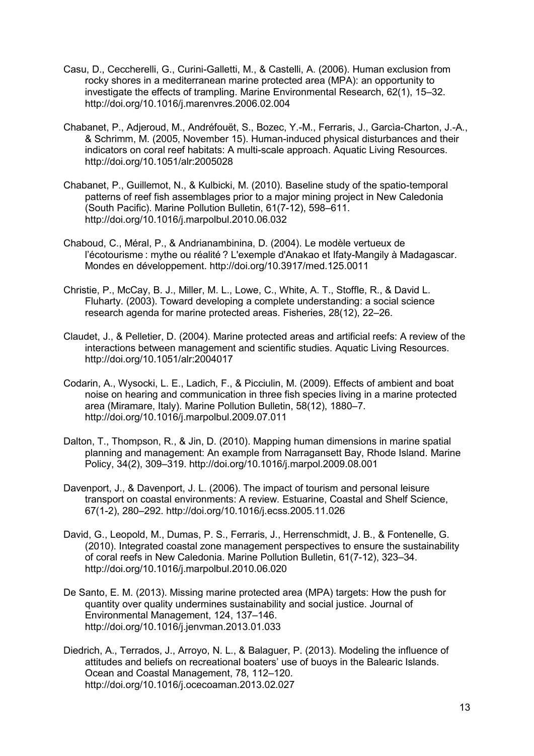Casu, D., Ceccherelli, G., Curini-Galletti, M., & Castelli, A. (2006). Human exclusion from rocky shores in a mediterranean marine protected area (MPA): an opportunity to investigate the effects of trampling. Marine Environmental Research, 62(1), 15–32. http://doi.org/10.1016/j.marenvres.2006.02.004

Chabanet, P., Adjeroud, M., Andréfouët, S., Bozec, Y.-M., Ferraris, J., Garcìa-Charton, J.-A., & Schrimm, M. (2005, November 15). Human-induced physical disturbances and their indicators on coral reef habitats: A multi-scale approach. Aquatic Living Resources. http://doi.org/10.1051/alr:2005028

Chabanet, P., Guillemot, N., & Kulbicki, M. (2010). Baseline study of the spatio-temporal patterns of reef fish assemblages prior to a major mining project in New Caledonia (South Pacific). Marine Pollution Bulletin, 61(7-12), 598–611. http://doi.org/10.1016/j.marpolbul.2010.06.032

Chaboud, C., Méral, P., & Andrianambinina, D. (2004). Le modèle vertueux de l'écotourisme : mythe ou réalité ? L'exemple d'Anakao et Ifaty-Mangily à Madagascar. Mondes en développement. http://doi.org/10.3917/med.125.0011

Christie, P., McCay, B. J., Miller, M. L., Lowe, C., White, A. T., Stoffle, R., & David L. Fluharty. (2003). Toward developing a complete understanding: a social science research agenda for marine protected areas. Fisheries, 28(12), 22–26.

Claudet, J., & Pelletier, D. (2004). Marine protected areas and artificial reefs: A review of the interactions between management and scientific studies. Aquatic Living Resources. http://doi.org/10.1051/alr:2004017

Codarin, A., Wysocki, L. E., Ladich, F., & Picciulin, M. (2009). Effects of ambient and boat noise on hearing and communication in three fish species living in a marine protected area (Miramare, Italy). Marine Pollution Bulletin, 58(12), 1880–7. http://doi.org/10.1016/j.marpolbul.2009.07.011

Dalton, T., Thompson, R., & Jin, D. (2010). Mapping human dimensions in marine spatial planning and management: An example from Narragansett Bay, Rhode Island. Marine Policy, 34(2), 309–319. http://doi.org/10.1016/j.marpol.2009.08.001

Davenport, J., & Davenport, J. L. (2006). The impact of tourism and personal leisure transport on coastal environments: A review. Estuarine, Coastal and Shelf Science, 67(1-2), 280–292. http://doi.org/10.1016/j.ecss.2005.11.026

David, G., Leopold, M., Dumas, P. S., Ferraris, J., Herrenschmidt, J. B., & Fontenelle, G. (2010). Integrated coastal zone management perspectives to ensure the sustainability of coral reefs in New Caledonia. Marine Pollution Bulletin, 61(7-12), 323–34. http://doi.org/10.1016/j.marpolbul.2010.06.020

De Santo, E. M. (2013). Missing marine protected area (MPA) targets: How the push for quantity over quality undermines sustainability and social justice. Journal of Environmental Management, 124, 137–146. http://doi.org/10.1016/j.jenvman.2013.01.033

Diedrich, A., Terrados, J., Arroyo, N. L., & Balaguer, P. (2013). Modeling the influence of attitudes and beliefs on recreational boaters' use of buoys in the Balearic Islands. Ocean and Coastal Management, 78, 112–120. http://doi.org/10.1016/j.ocecoaman.2013.02.027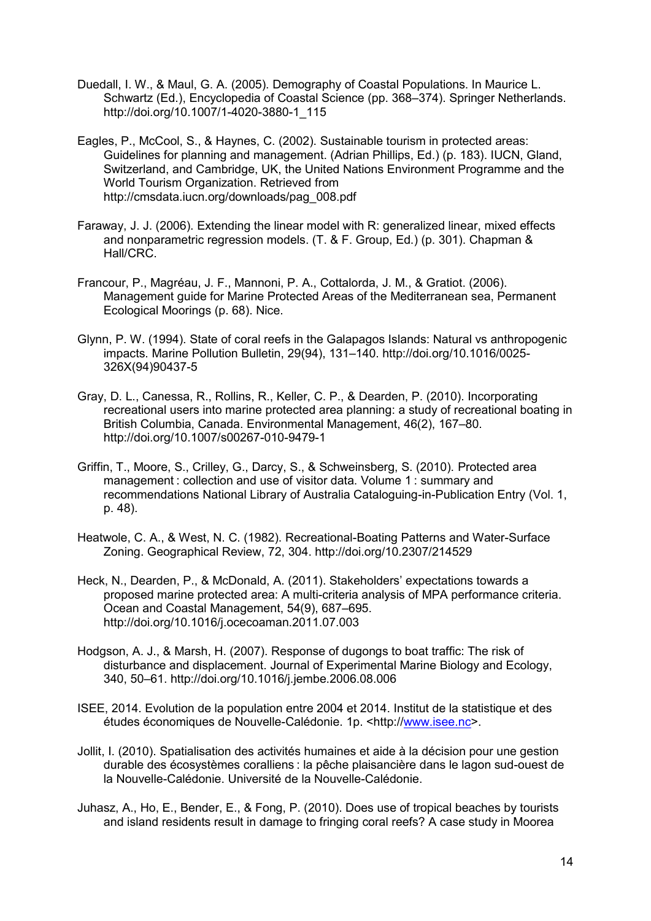Duedall, I. W., & Maul, G. A. (2005). Demography of Coastal Populations. In Maurice L. Schwartz (Ed.), Encyclopedia of Coastal Science (pp. 368–374). Springer Netherlands. http://doi.org/10.1007/1-4020-3880-1_115

Eagles, P., McCool, S., & Haynes, C. (2002). Sustainable tourism in protected areas: Guidelines for planning and management. (Adrian Phillips, Ed.) (p. 183). IUCN, Gland, Switzerland, and Cambridge, UK, the United Nations Environment Programme and the World Tourism Organization. Retrieved from http://cmsdata.iucn.org/downloads/pag_008.pdf

Faraway, J. J. (2006). Extending the linear model with R: generalized linear, mixed effects and nonparametric regression models. (T. & F. Group, Ed.) (p. 301). Chapman & Hall/CRC.

Francour, P., Magréau, J. F., Mannoni, P. A., Cottalorda, J. M., & Gratiot. (2006). Management guide for Marine Protected Areas of the Mediterranean sea, Permanent Ecological Moorings (p. 68). Nice.

Glynn, P. W. (1994). State of coral reefs in the Galapagos Islands: Natural vs anthropogenic impacts. Marine Pollution Bulletin, 29(94), 131–140. http://doi.org/10.1016/0025-326X(94)90437-5

Gray, D. L., Canessa, R., Rollins, R., Keller, C. P., & Dearden, P. (2010). Incorporating recreational users into marine protected area planning: a study of recreational boating in British Columbia, Canada. Environmental Management, 46(2), 167–80. http://doi.org/10.1007/s00267-010-9479-1

Griffin, T., Moore, S., Crilley, G., Darcy, S., & Schweinsberg, S. (2010). Protected area management : collection and use of visitor data. Volume 1 : summary and recommendations National Library of Australia Cataloguing-in-Publication Entry (Vol. 1, p. 48).

Heatwole, C. A., & West, N. C. (1982). Recreational-Boating Patterns and Water-Surface Zoning. Geographical Review, 72, 304. http://doi.org/10.2307/214529

Heck, N., Dearden, P., & McDonald, A. (2011). Stakeholders' expectations towards a proposed marine protected area: A multi-criteria analysis of MPA performance criteria. Ocean and Coastal Management, 54(9), 687–695. http://doi.org/10.1016/j.ocecoaman.2011.07.003

Hodgson, A. J., & Marsh, H. (2007). Response of dugongs to boat traffic: The risk of disturbance and displacement. Journal of Experimental Marine Biology and Ecology, 340, 50–61. http://doi.org/10.1016/j.jembe.2006.08.006

ISEE, 2014. Evolution de la population entre 2004 et 2014. Institut de la statistique et des études économiques de Nouvelle-Calédonie. 1p. <http://www.isee.nc>.

Jollit, I. (2010). Spatialisation des activités humaines et aide à la décision pour une gestion durable des écosystèmes coralliens : la pêche plaisancière dans le lagon sud-ouest de la Nouvelle-Calédonie. Université de la Nouvelle-Calédonie.

Juhasz, A., Ho, E., Bender, E., & Fong, P. (2010). Does use of tropical beaches by tourists and island residents result in damage to fringing coral reefs? A case study in Moorea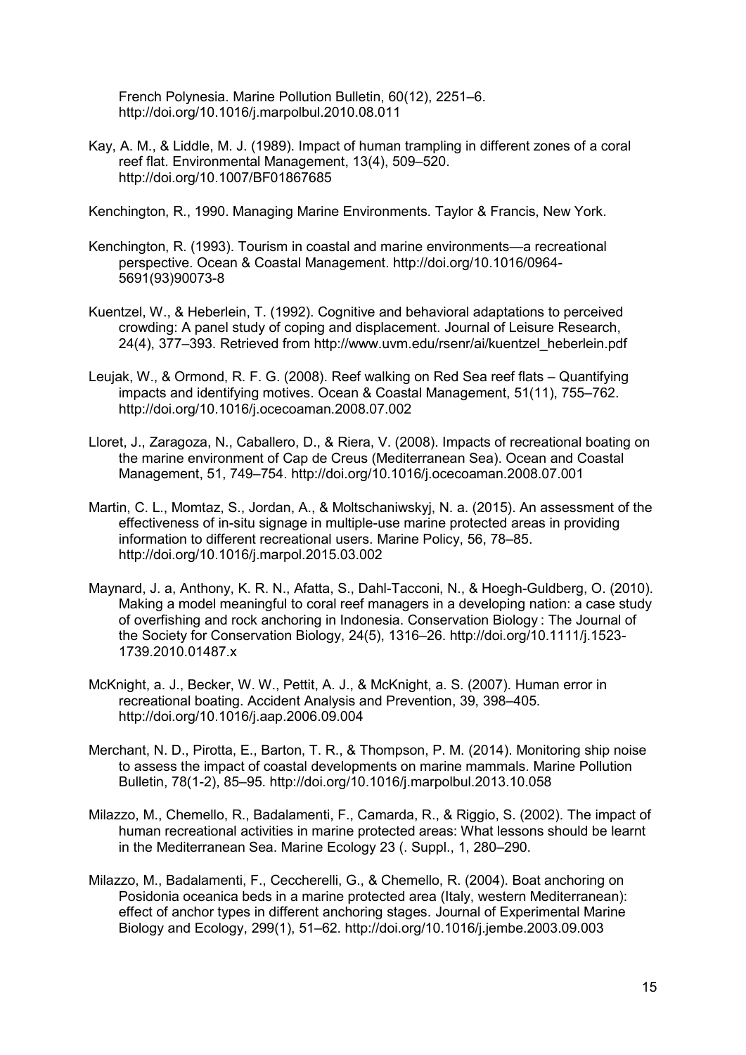French Polynesia. Marine Pollution Bulletin, 60(12), 2251–6. http://doi.org/10.1016/j.marpolbul.2010.08.011

Kay, A. M., & Liddle, M. J. (1989). Impact of human trampling in different zones of a coral reef flat. Environmental Management, 13(4), 509–520. http://doi.org/10.1007/BF01867685

Kenchington, R., 1990. Managing Marine Environments. Taylor & Francis, New York.

Kenchington, R. (1993). Tourism in coastal and marine environments—a recreational perspective. Ocean & Coastal Management. http://doi.org/10.1016/0964-5691(93)90073-8

Kuentzel, W., & Heberlein, T. (1992). Cognitive and behavioral adaptations to perceived crowding: A panel study of coping and displacement. Journal of Leisure Research, 24(4), 377–393. Retrieved from http://www.uvm.edu/rsenr/ai/kuentzel_heberlein.pdf

Leujak, W., & Ormond, R. F. G. (2008). Reef walking on Red Sea reef flats – Quantifying impacts and identifying motives. Ocean & Coastal Management, 51(11), 755–762. http://doi.org/10.1016/j.ocecoaman.2008.07.002

Lloret, J., Zaragoza, N., Caballero, D., & Riera, V. (2008). Impacts of recreational boating on the marine environment of Cap de Creus (Mediterranean Sea). Ocean and Coastal Management, 51, 749–754. http://doi.org/10.1016/j.ocecoaman.2008.07.001

Martin, C. L., Momtaz, S., Jordan, A., & Moltschaniwskyj, N. a. (2015). An assessment of the effectiveness of in-situ signage in multiple-use marine protected areas in providing information to different recreational users. Marine Policy, 56, 78–85. http://doi.org/10.1016/j.marpol.2015.03.002

Maynard, J. a, Anthony, K. R. N., Afatta, S., Dahl-Tacconi, N., & Hoegh-Guldberg, O. (2010). Making a model meaningful to coral reef managers in a developing nation: a case study of overfishing and rock anchoring in Indonesia. Conservation Biology : The Journal of the Society for Conservation Biology, 24(5), 1316–26. http://doi.org/10.1111/j.1523-1739.2010.01487.x

McKnight, a. J., Becker, W. W., Pettit, A. J., & McKnight, a. S. (2007). Human error in recreational boating. Accident Analysis and Prevention, 39, 398–405. http://doi.org/10.1016/j.aap.2006.09.004

Merchant, N. D., Pirotta, E., Barton, T. R., & Thompson, P. M. (2014). Monitoring ship noise to assess the impact of coastal developments on marine mammals. Marine Pollution Bulletin, 78(1-2), 85–95. http://doi.org/10.1016/j.marpolbul.2013.10.058

Milazzo, M., Chemello, R., Badalamenti, F., Camarda, R., & Riggio, S. (2002). The impact of human recreational activities in marine protected areas: What lessons should be learnt in the Mediterranean Sea. Marine Ecology 23 (. Suppl., 1, 280–290.

Milazzo, M., Badalamenti, F., Ceccherelli, G., & Chemello, R. (2004). Boat anchoring on Posidonia oceanica beds in a marine protected area (Italy, western Mediterranean): effect of anchor types in different anchoring stages. Journal of Experimental Marine Biology and Ecology, 299(1), 51–62. http://doi.org/10.1016/j.jembe.2003.09.003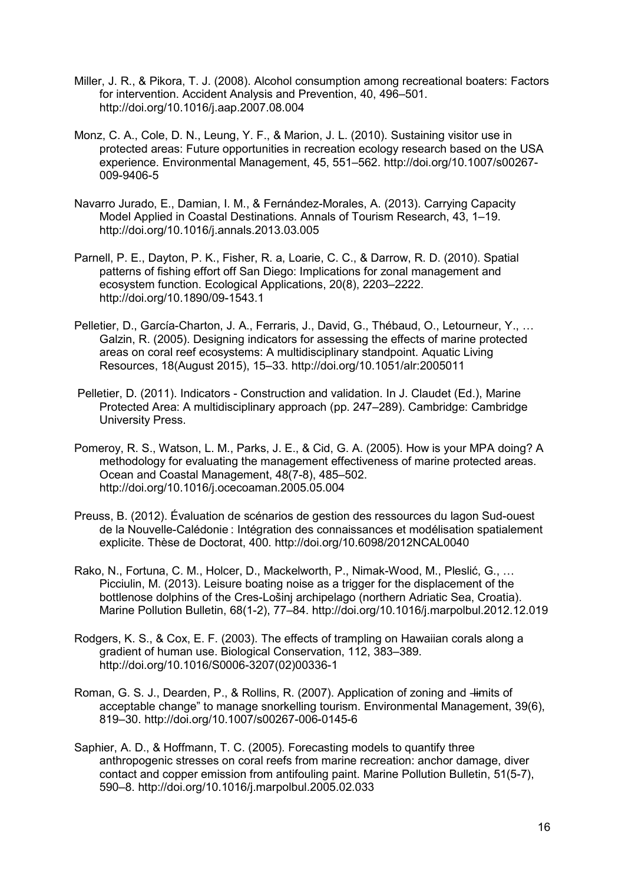Miller, J. R., & Pikora, T. J. (2008). Alcohol consumption among recreational boaters: Factors for intervention. Accident Analysis and Prevention, 40, 496–501. http://doi.org/10.1016/j.aap.2007.08.004

Monz, C. A., Cole, D. N., Leung, Y. F., & Marion, J. L. (2010). Sustaining visitor use in protected areas: Future opportunities in recreation ecology research based on the USA experience. Environmental Management, 45, 551–562. http://doi.org/10.1007/s00267-009-9406-5

Navarro Jurado, E., Damian, I. M., & Fernández-Morales, A. (2013). Carrying Capacity Model Applied in Coastal Destinations. Annals of Tourism Research, 43, 1–19. http://doi.org/10.1016/j.annals.2013.03.005

Parnell, P. E., Dayton, P. K., Fisher, R. a, Loarie, C. C., & Darrow, R. D. (2010). Spatial patterns of fishing effort off San Diego: Implications for zonal management and ecosystem function. Ecological Applications, 20(8), 2203–2222. http://doi.org/10.1890/09-1543.1

Pelletier, D., García-Charton, J. A., Ferraris, J., David, G., Thébaud, O., Letourneur, Y., … Galzin, R. (2005). Designing indicators for assessing the effects of marine protected areas on coral reef ecosystems: A multidisciplinary standpoint. Aquatic Living Resources, 18(August 2015), 15–33. http://doi.org/10.1051/alr:2005011

Pelletier, D. (2011). Indicators - Construction and validation. In J. Claudet (Ed.), Marine Protected Area: A multidisciplinary approach (pp. 247–289). Cambridge: Cambridge University Press.

Pomeroy, R. S., Watson, L. M., Parks, J. E., & Cid, G. A. (2005). How is your MPA doing? A methodology for evaluating the management effectiveness of marine protected areas. Ocean and Coastal Management, 48(7-8), 485–502. http://doi.org/10.1016/j.ocecoaman.2005.05.004

Preuss, B. (2012). Évaluation de scénarios de gestion des ressources du lagon Sud-ouest de la Nouvelle-Calédonie : Intégration des connaissances et modélisation spatialement explicite. Thèse de Doctorat, 400. http://doi.org/10.6098/2012NCAL0040

Rako, N., Fortuna, C. M., Holcer, D., Mackelworth, P., Nimak-Wood, M., Pleslić, G., … Picciulin, M. (2013). Leisure boating noise as a trigger for the displacement of the bottlenose dolphins of the Cres-Lošinj archipelago (northern Adriatic Sea, Croatia). Marine Pollution Bulletin, 68(1-2), 77–84. http://doi.org/10.1016/j.marpolbul.2012.12.019

Rodgers, K. S., & Cox, E. F. (2003). The effects of trampling on Hawaiian corals along a gradient of human use. Biological Conservation, 112, 383–389. http://doi.org/10.1016/S0006-3207(02)00336-1

Roman, G. S. J., Dearden, P., & Rollins, R. (2007). Application of zoning and ―limits of acceptable change" to manage snorkelling tourism. Environmental Management, 39(6), 819–30. http://doi.org/10.1007/s00267-006-0145-6

Saphier, A. D., & Hoffmann, T. C. (2005). Forecasting models to quantify three anthropogenic stresses on coral reefs from marine recreation: anchor damage, diver contact and copper emission from antifouling paint. Marine Pollution Bulletin, 51(5-7), 590–8. http://doi.org/10.1016/j.marpolbul.2005.02.033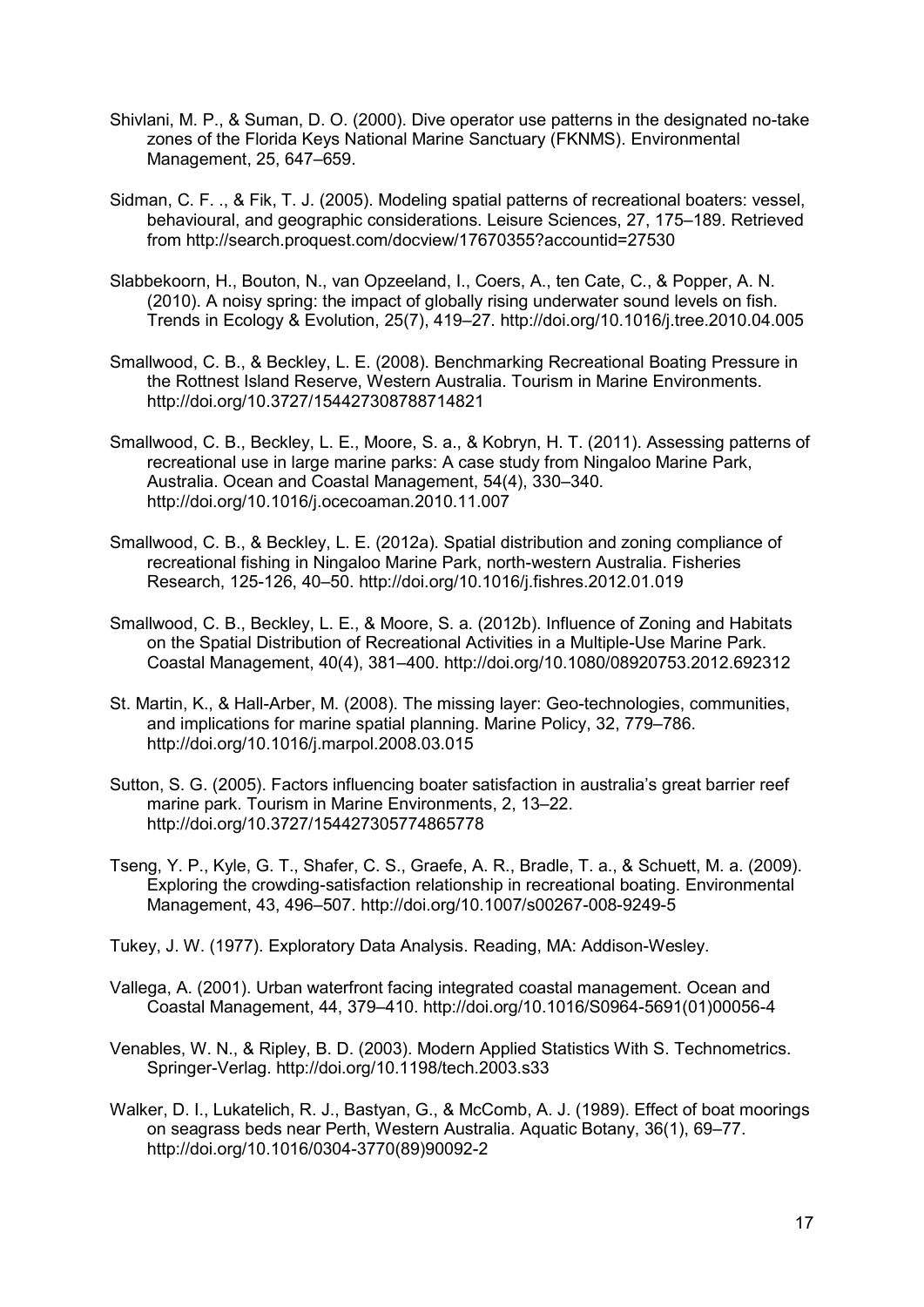Shivlani, M. P., & Suman, D. O. (2000). Dive operator use patterns in the designated no-take zones of the Florida Keys National Marine Sanctuary (FKNMS). Environmental Management, 25, 647–659.

Sidman, C. F. ., & Fik, T. J. (2005). Modeling spatial patterns of recreational boaters: vessel, behavioural, and geographic considerations. Leisure Sciences, 27, 175–189. Retrieved from http://search.proquest.com/docview/17670355?accountid=27530

Slabbekoorn, H., Bouton, N., van Opzeeland, I., Coers, A., ten Cate, C., & Popper, A. N. (2010). A noisy spring: the impact of globally rising underwater sound levels on fish. Trends in Ecology & Evolution, 25(7), 419–27. http://doi.org/10.1016/j.tree.2010.04.005

Smallwood, C. B., & Beckley, L. E. (2008). Benchmarking Recreational Boating Pressure in the Rottnest Island Reserve, Western Australia. Tourism in Marine Environments. http://doi.org/10.3727/154427308788714821

Smallwood, C. B., Beckley, L. E., Moore, S. a., & Kobryn, H. T. (2011). Assessing patterns of recreational use in large marine parks: A case study from Ningaloo Marine Park, Australia. Ocean and Coastal Management, 54(4), 330–340. http://doi.org/10.1016/j.ocecoaman.2010.11.007

Smallwood, C. B., & Beckley, L. E. (2012a). Spatial distribution and zoning compliance of recreational fishing in Ningaloo Marine Park, north-western Australia. Fisheries Research, 125-126, 40–50. http://doi.org/10.1016/j.fishres.2012.01.019

Smallwood, C. B., Beckley, L. E., & Moore, S. a. (2012b). Influence of Zoning and Habitats on the Spatial Distribution of Recreational Activities in a Multiple-Use Marine Park. Coastal Management, 40(4), 381–400. http://doi.org/10.1080/08920753.2012.692312

St. Martin, K., & Hall-Arber, M. (2008). The missing layer: Geo-technologies, communities, and implications for marine spatial planning. Marine Policy, 32, 779–786. http://doi.org/10.1016/j.marpol.2008.03.015

Sutton, S. G. (2005). Factors influencing boater satisfaction in australia's great barrier reef marine park. Tourism in Marine Environments, 2, 13–22. http://doi.org/10.3727/154427305774865778

Tseng, Y. P., Kyle, G. T., Shafer, C. S., Graefe, A. R., Bradle, T. a., & Schuett, M. a. (2009). Exploring the crowding-satisfaction relationship in recreational boating. Environmental Management, 43, 496–507. http://doi.org/10.1007/s00267-008-9249-5

Tukey, J. W. (1977). Exploratory Data Analysis. Reading, MA: Addison-Wesley.

Vallega, A. (2001). Urban waterfront facing integrated coastal management. Ocean and Coastal Management, 44, 379–410. http://doi.org/10.1016/S0964-5691(01)00056-4

Venables, W. N., & Ripley, B. D. (2003). Modern Applied Statistics With S. Technometrics. Springer-Verlag. http://doi.org/10.1198/tech.2003.s33

Walker, D. I., Lukatelich, R. J., Bastyan, G., & McComb, A. J. (1989). Effect of boat moorings on seagrass beds near Perth, Western Australia. Aquatic Botany, 36(1), 69–77. http://doi.org/10.1016/0304-3770(89)90092-2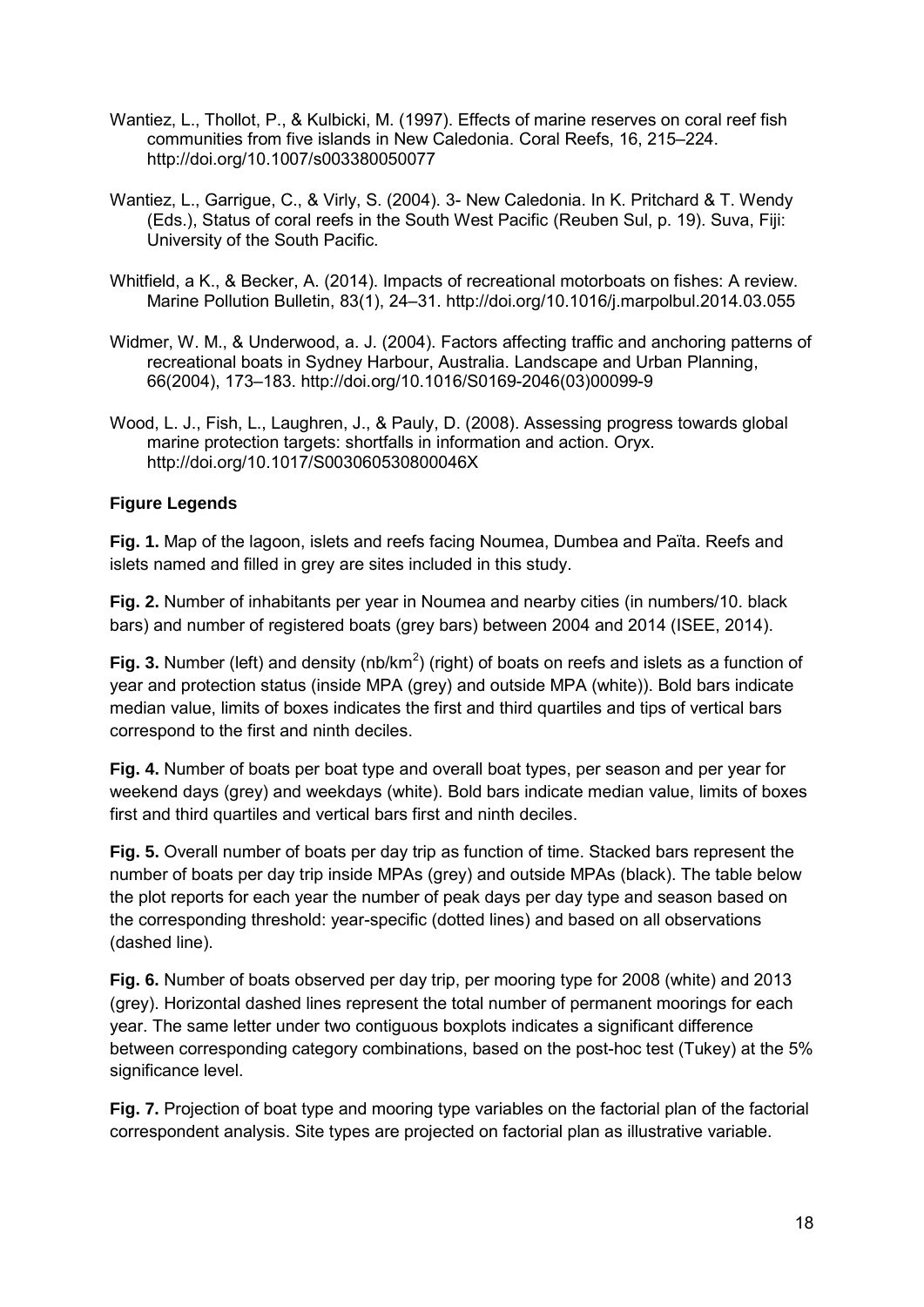Wantiez, L., Thollot, P., & Kulbicki, M. (1997). Effects of marine reserves on coral reef fish communities from five islands in New Caledonia. Coral Reefs, 16, 215–224. http://doi.org/10.1007/s003380050077

Wantiez, L., Garrigue, C., & Virly, S. (2004). 3- New Caledonia. In K. Pritchard & T. Wendy (Eds.), Status of coral reefs in the South West Pacific (Reuben Sul, p. 19). Suva, Fiji: University of the South Pacific.

Whitfield, a K., & Becker, A. (2014). Impacts of recreational motorboats on fishes: A review. Marine Pollution Bulletin, 83(1), 24–31. http://doi.org/10.1016/j.marpolbul.2014.03.055

Widmer, W. M., & Underwood, a. J. (2004). Factors affecting traffic and anchoring patterns of recreational boats in Sydney Harbour, Australia. Landscape and Urban Planning, 66(2004), 173–183. http://doi.org/10.1016/S0169-2046(03)00099-9

Wood, L. J., Fish, L., Laughren, J., & Pauly, D. (2008). Assessing progress towards global marine protection targets: shortfalls in information and action. Oryx. http://doi.org/10.1017/S003060530800046X

### Figure Legends

**Fig. 1.** Map of the lagoon, islets and reefs facing Noumea, Dumbea and Païta. Reefs and islets named and filled in grey are sites included in this study.

**Fig. 2.** Number of inhabitants per year in Noumea and nearby cities (in numbers/10. black bars) and number of registered boats (grey bars) between 2004 and 2014 (ISEE, 2014).

**Fig. 3.** Number (left) and density (nb/km$^2$) (right) of boats on reefs and islets as a function of year and protection status (inside MPA (grey) and outside MPA (white)). Bold bars indicate median value, limits of boxes indicates the first and third quartiles and tips of vertical bars correspond to the first and ninth deciles.

**Fig. 4.** Number of boats per boat type and overall boat types, per season and per year for weekend days (grey) and weekdays (white). Bold bars indicate median value, limits of boxes first and third quartiles and vertical bars first and ninth deciles.

**Fig. 5.** Overall number of boats per day trip as function of time. Stacked bars represent the number of boats per day trip inside MPAs (grey) and outside MPAs (black). The table below the plot reports for each year the number of peak days per day type and season based on the corresponding threshold: year-specific (dotted lines) and based on all observations (dashed line).

**Fig. 6.** Number of boats observed per day trip, per mooring type for 2008 (white) and 2013 (grey). Horizontal dashed lines represent the total number of permanent moorings for each year. The same letter under two contiguous boxplots indicates a significant difference between corresponding category combinations, based on the post-hoc test (Tukey) at the 5% significance level.

**Fig. 7.** Projection of boat type and mooring type variables on the factorial plan of the factorial correspondent analysis. Site types are projected on factorial plan as illustrative variable.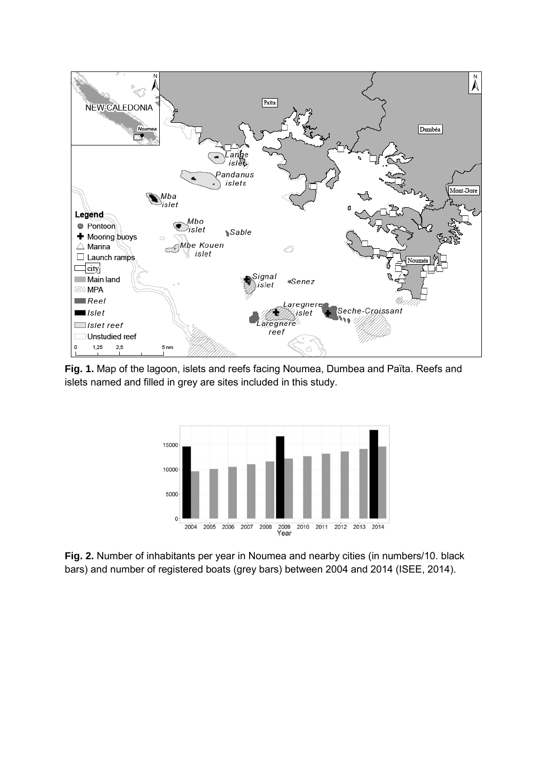**Fig. 1.** Map of the lagoon, islets and reefs facing Noumea, Dumbea and Païta. Reefs and islets named and filled in grey are sites included in this study.

**Fig. 2.** Number of inhabitants per year in Noumea and nearby cities (in numbers/10. black bars) and number of registered boats (grey bars) between 2004 and 2014 (ISEE, 2014).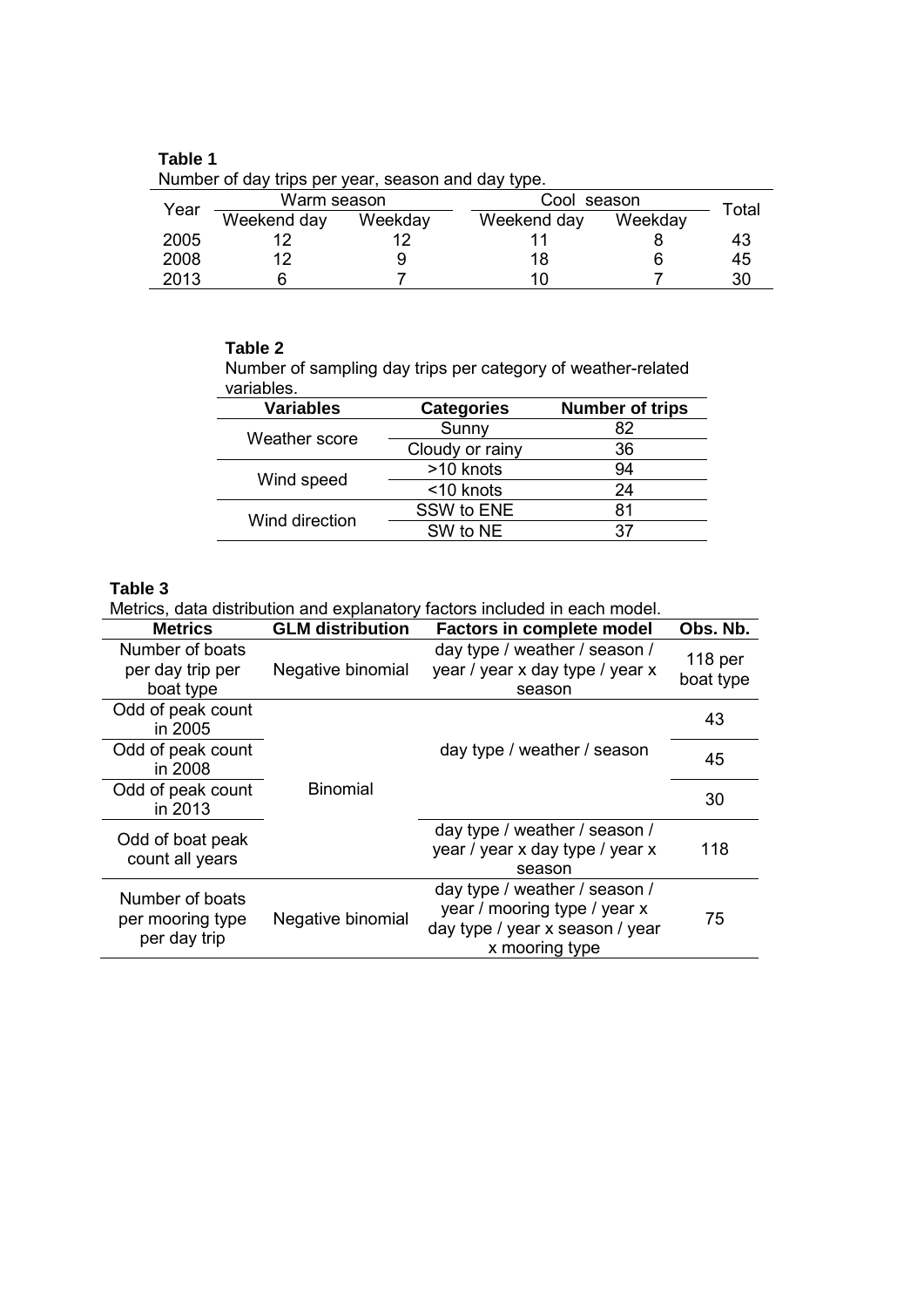**Table 1**
Number of day trips per year, season and day type.

| Year | Warm season | | Cool season | | Total |
|---|---|---|---|---|---|
| | Weekend day | Weekday | Weekend day | Weekday | |
| 2005 | 12 | 12 | 11 | 8 | 43 |
| 2008 | 12 | 9 | 18 | 6 | 45 |
| 2013 | 6 | 7 | 10 | 7 | 30 |

**Table 2**
Number of sampling day trips per category of weather-related variables.

| Variables | Categories | Number of trips |
|---|---|---|
| Weather score | Sunny | 82 |
| | Cloudy or rainy | 36 |
| Wind speed | >10 knots | 94 |
| | <10 knots | 24 |
| Wind direction | SSW to ENE | 81 |
| | SW to NE | 37 |

**Table 3**
Metrics, data distribution and explanatory factors included in each model.

| Metrics | GLM distribution | Factors in complete model | Obs. Nb. |
|---|---|---|---|
| Number of boats per day trip per boat type | Negative binomial | day type / weather / season / year / year x day type / year x season | 118 per boat type |
| Odd of peak count in 2005 | Binomial | day type / weather / season | 43 |
| Odd of peak count in 2008 | | | 45 |
| Odd of peak count in 2013 | | | 30 |
| Odd of boat peak count all years | | day type / weather / season / year / year x day type / year x season | 118 |
| Number of boats per mooring type per day trip | Negative binomial | day type / weather / season / year / mooring type / year x day type / year x season / year x mooring type | 75 |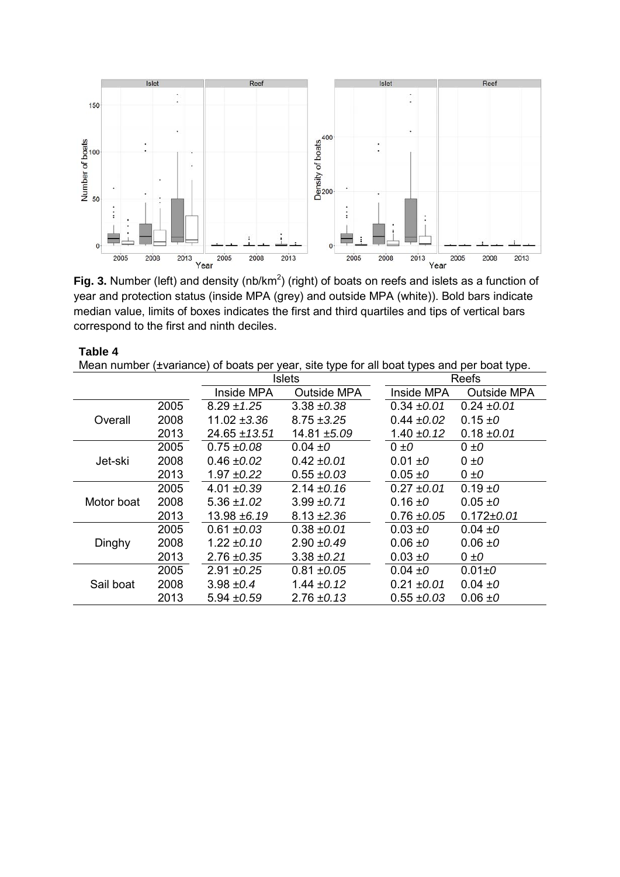**Fig. 3.** Number (left) and density (nb/km$^2$) (right) of boats on reefs and islets as a function of year and protection status (inside MPA (grey) and outside MPA (white)). Bold bars indicate median value, limits of boxes indicates the first and third quartiles and tips of vertical bars correspond to the first and ninth deciles.

**Table 4**

Mean number (±variance) of boats per year, site type for all boat types and per boat type.

| | | Islets | | Reefs | |
|---|---|---|---|---|---|
| | | Inside MPA | Outside MPA | Inside MPA | Outside MPA |
| Overall | 2005 | 8.29 ±*1.25* | 3.38 ±*0.38* | 0.34 ±*0.01* | 0.24 ±*0.01* |
| | 2008 | 11.02 ±*3.36* | 8.75 ±*3.25* | 0.44 ±*0.02* | 0.15 ±*0* |
| | 2013 | 24.65 ±*13.51* | 14.81 ±*5.09* | 1.40 ±*0.12* | 0.18 ±*0.01* |
| Jet-ski | 2005 | 0.75 ±*0.08* | 0.04 ±*0* | 0 ±*0* | 0 ±*0* |
| | 2008 | 0.46 ±*0.02* | 0.42 ±*0.01* | 0.01 ±*0* | 0 ±*0* |
| | 2013 | 1.97 ±*0.22* | 0.55 ±*0.03* | 0.05 ±*0* | 0 ±*0* |
| Motor boat | 2005 | 4.01 ±*0.39* | 2.14 ±*0.16* | 0.27 ±*0.01* | 0.19 ±*0* |
| | 2008 | 5.36 ±*1.02* | 3.99 ±*0.71* | 0.16 ±*0* | 0.05 ±*0* |
| | 2013 | 13.98 ±*6.19* | 8.13 ±*2.36* | 0.76 ±*0.05* | 0.172±*0.01* |
| Dinghy | 2005 | 0.61 ±*0.03* | 0.38 ±*0.01* | 0.03 ±*0* | 0.04 ±*0* |
| | 2008 | 1.22 ±*0.10* | 2.90 ±*0.49* | 0.06 ±*0* | 0.06 ±*0* |
| | 2013 | 2.76 ±*0.35* | 3.38 ±*0.21* | 0.03 ±*0* | 0 ±*0* |
| Sail boat | 2005 | 2.91 ±*0.25* | 0.81 ±*0.05* | 0.04 ±*0* | 0.01±*0* |
| | 2008 | 3.98 ±*0.4* | 1.44 ±*0.12* | 0.21 ±*0.01* | 0.04 ±*0* |
| | 2013 | 5.94 ±*0.59* | 2.76 ±*0.13* | 0.55 ±*0.03* | 0.06 ±*0* |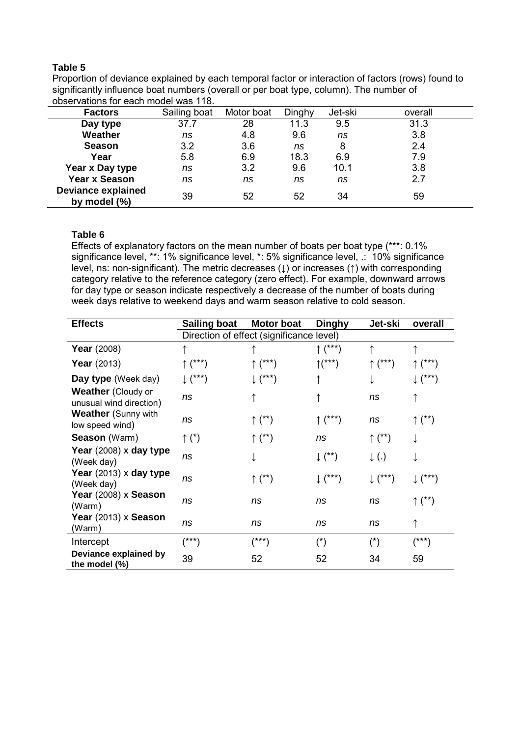**Table 5**

Proportion of deviance explained by each temporal factor or interaction of factors (rows) found to significantly influence boat numbers (overall or per boat type, column). The number of observations for each model was 118.

| Factors | Sailing boat | Motor boat | Dinghy | Jet-ski | overall |
|---|---|---|---|---|---|
| **Day type** | 37.7 | 28 | 11.3 | 9.5 | 31.3 |
| **Weather** | *ns* | 4.8 | 9.6 | *ns* | 3.8 |
| **Season** | 3.2 | 3.6 | *ns* | 8 | 2.4 |
| **Year** | 5.8 | 6.9 | 18.3 | 6.9 | 7.9 |
| **Year x Day type** | *ns* | 3.2 | 9.6 | 10.1 | 3.8 |
| **Year x Season** | *ns* | *ns* | *ns* | *ns* | 2.7 |
| **Deviance explained by model (%)** | 39 | 52 | 52 | 34 | 59 |

**Table 6**

Effects of explanatory factors on the mean number of boats per boat type (***: 0.1% significance level, **: 1% significance level, *: 5% significance level, .: 10% significance level, ns: non-significant). The metric decreases (↓) or increases (↑) with corresponding category relative to the reference category (zero effect). For example, downward arrows for day type or season indicate respectively a decrease of the number of boats during week days relative to weekend days and warm season relative to cold season.

| **Effects** | **Sailing boat** | **Motor boat** | **Dinghy** | **Jet-ski** | **overall** |
|---|---|---|---|---|---|
| | Direction of effect (significance level) | | | | |
| **Year** (2008) | ↑ | ↑ | ↑ (***) | ↑ | ↑ |
| **Year** (2013) | ↑ (***) | ↑ (***) | ↑(***) | ↑ (***) | ↑ (***) |
| **Day type** (Week day) | ↓ (***) | ↓ (***) | ↑ | ↓ | ↓ (***) |
| **Weather** (Cloudy or unusual wind direction) | *ns* | ↑ | ↑ | *ns* | ↑ |
| **Weather** (Sunny with low speed wind) | *ns* | ↑ (**) | ↑ (***) | *ns* | ↑ (**) |
| **Season** (Warm) | ↑ (*) | ↑ (**) | *ns* | ↑ (**) | ↓ |
| **Year** (2008) x **day type** (Week day) | *ns* | ↓ | ↓ (**) | ↓ (.) | ↓ |
| **Year** (2013) x **day type** (Week day) | *ns* | ↑ (**) | ↓ (***) | ↓ (***) | ↓ (***) |
| **Year** (2008) x **Season** (Warm) | *ns* | *ns* | *ns* | *ns* | ↑ (**) |
| **Year** (2013) x **Season** (Warm) | *ns* | *ns* | *ns* | *ns* | ↑ |
| Intercept | (***) | (***) | (*) | (*) | (***) |
| **Deviance explained by the model (%)** | 39 | 52 | 52 | 34 | 59 |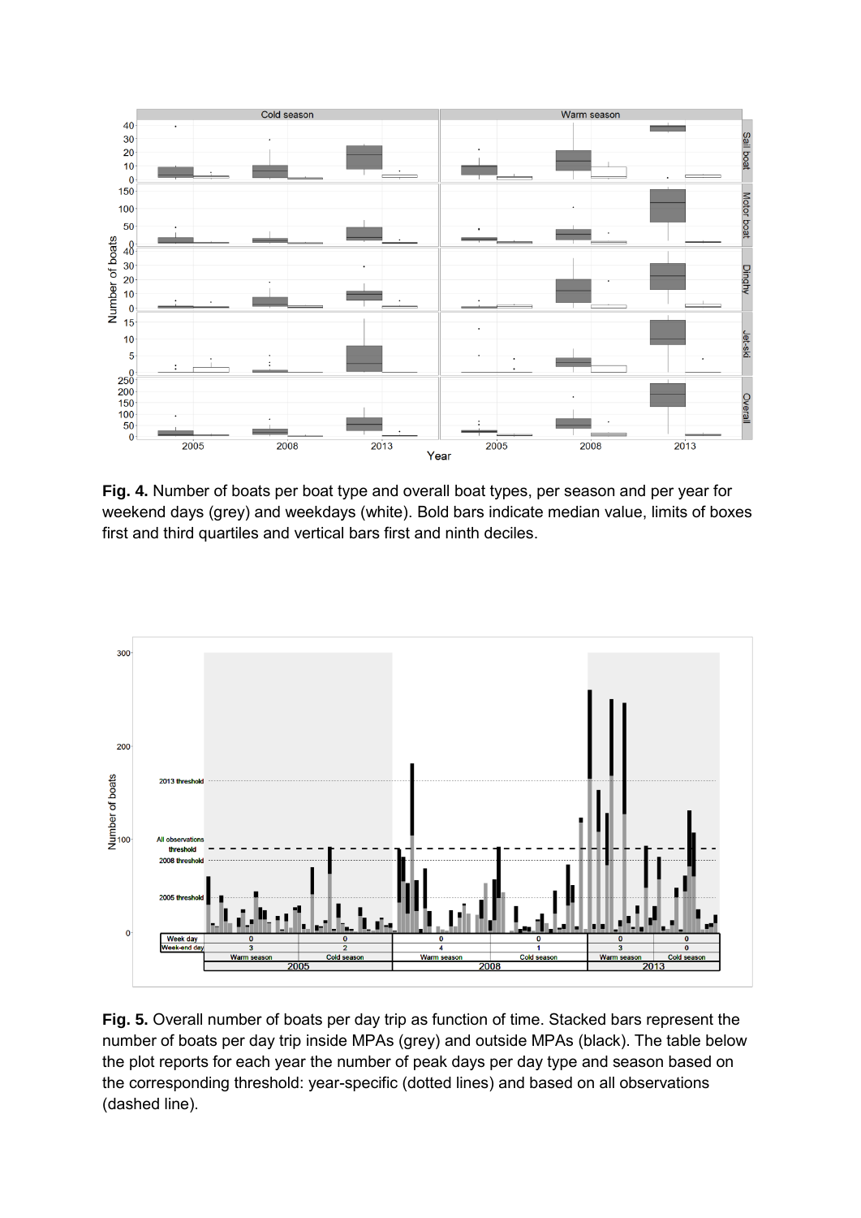**Fig. 4.** Number of boats per boat type and overall boat types, per season and per year for weekend days (grey) and weekdays (white). Bold bars indicate median value, limits of boxes first and third quartiles and vertical bars first and ninth deciles.

**Fig. 5.** Overall number of boats per day trip as function of time. Stacked bars represent the number of boats per day trip inside MPAs (grey) and outside MPAs (black). The table below the plot reports for each year the number of peak days per day type and season based on the corresponding threshold: year-specific (dotted lines) and based on all observations (dashed line).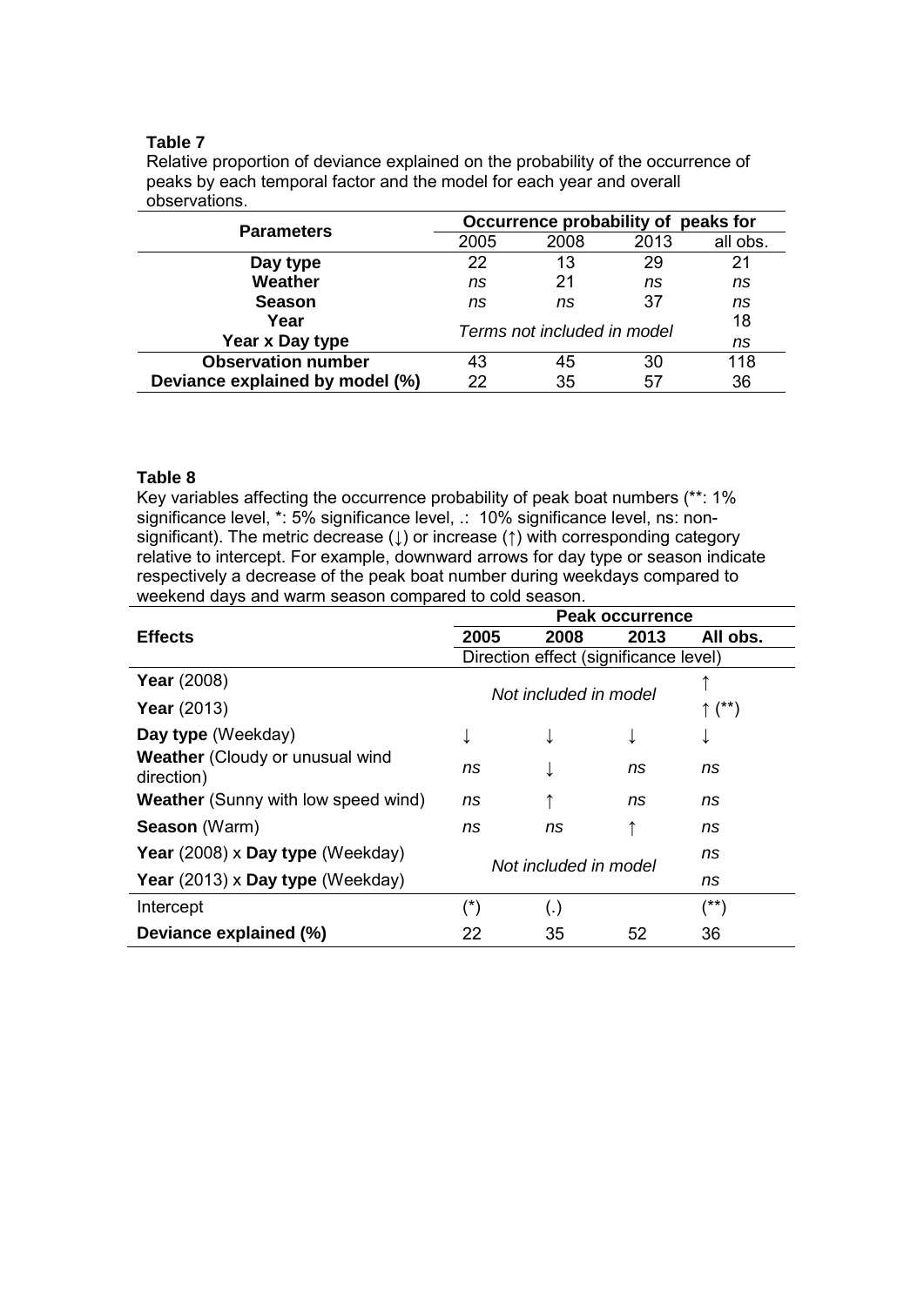**Table 7**

Relative proportion of deviance explained on the probability of the occurrence of peaks by each temporal factor and the model for each year and overall observations.

| Parameters | Occurrence probability of peaks for | | | |
|---|---|---|---|---|
| | 2005 | 2008 | 2013 | all obs. |
| **Day type** | 22 | 13 | 29 | 21 |
| **Weather** | *ns* | 21 | *ns* | *ns* |
| **Season** | *ns* | *ns* | 37 | *ns* |
| **Year** | *Terms not included in model* | | | 18 |
| **Year x Day type** | | | | *ns* |
| **Observation number** | 43 | 45 | 30 | 118 |
| **Deviance explained by model (%)** | 22 | 35 | 57 | 36 |

**Table 8**

Key variables affecting the occurrence probability of peak boat numbers (**: 1% significance level, *: 5% significance level, .: 10% significance level, ns: non-significant). The metric decrease (↓) or increase (↑) with corresponding category relative to intercept. For example, downward arrows for day type or season indicate respectively a decrease of the peak boat number during weekdays compared to weekend days and warm season compared to cold season.

| Effects | Peak occurrence | | | |
|---|---|---|---|---|
| | **2005** | **2008** | **2013** | **All obs.** |
| | Direction effect (significance level) | | | |
| **Year** (2008) | *Not included in model* | | | ↑ |
| **Year** (2013) | | | | ↑ (**) |
| **Day type** (Weekday) | ↓ | ↓ | ↓ | ↓ |
| **Weather** (Cloudy or unusual wind direction) | *ns* | ↓ | *ns* | *ns* |
| **Weather** (Sunny with low speed wind) | *ns* | ↑ | *ns* | *ns* |
| **Season** (Warm) | *ns* | *ns* | ↑ | *ns* |
| **Year** (2008) x **Day type** (Weekday) | *Not included in model* | | | *ns* |
| **Year** (2013) x **Day type** (Weekday) | | | | *ns* |
| Intercept | (*) | (.) | | (**) |
| **Deviance explained (%)** | 22 | 35 | 52 | 36 |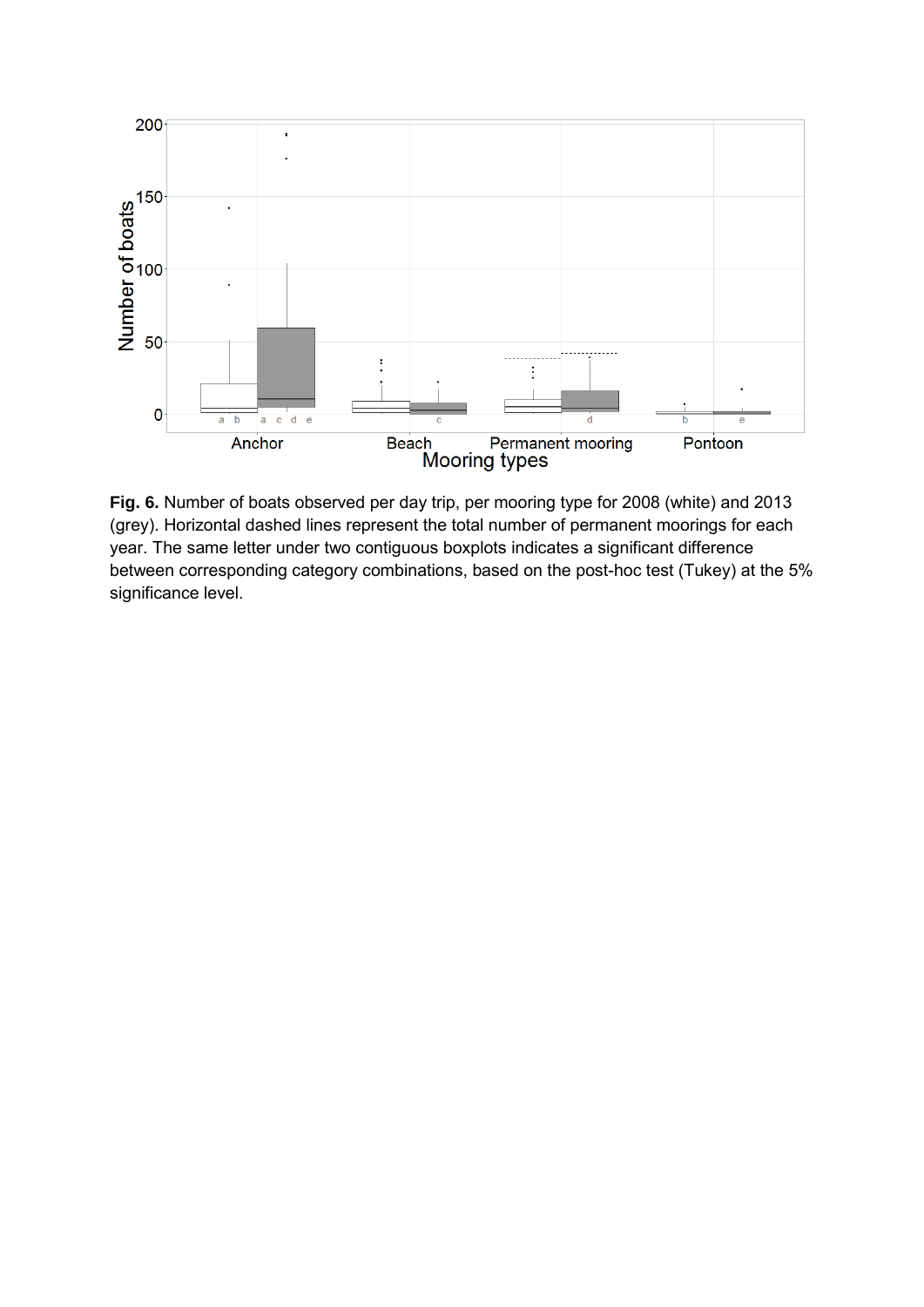**Fig. 6.** Number of boats observed per day trip, per mooring type for 2008 (white) and 2013 (grey). Horizontal dashed lines represent the total number of permanent moorings for each year. The same letter under two contiguous boxplots indicates a significant difference between corresponding category combinations, based on the post-hoc test (Tukey) at the 5% significance level.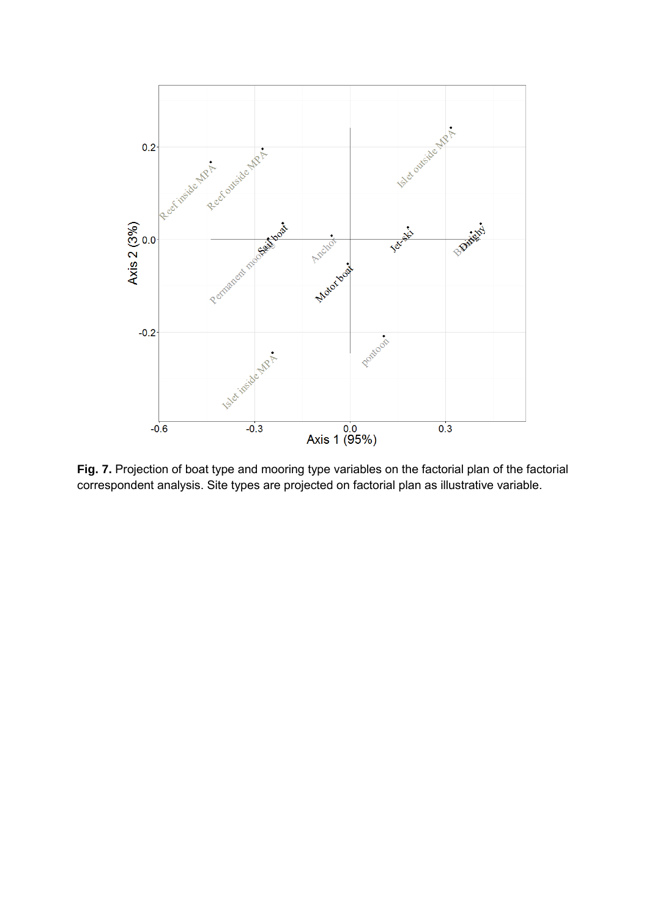Axis 2 (3%)

Axis 1 (95%)

0.2
0.0
-0.2

-0.6
-0.3
0.0
0.3

Reef inside MPA
Reef outside MPA
Islet outside MPA
Sail boat
Permanent mooring
Anchor
Motor boat
Jet-ski
Buoy
Dinghy
pontoon
Islet inside MPA

**Fig. 7.** Projection of boat type and mooring type variables on the factorial plan of the factorial correspondent analysis. Site types are projected on factorial plan as illustrative variable.